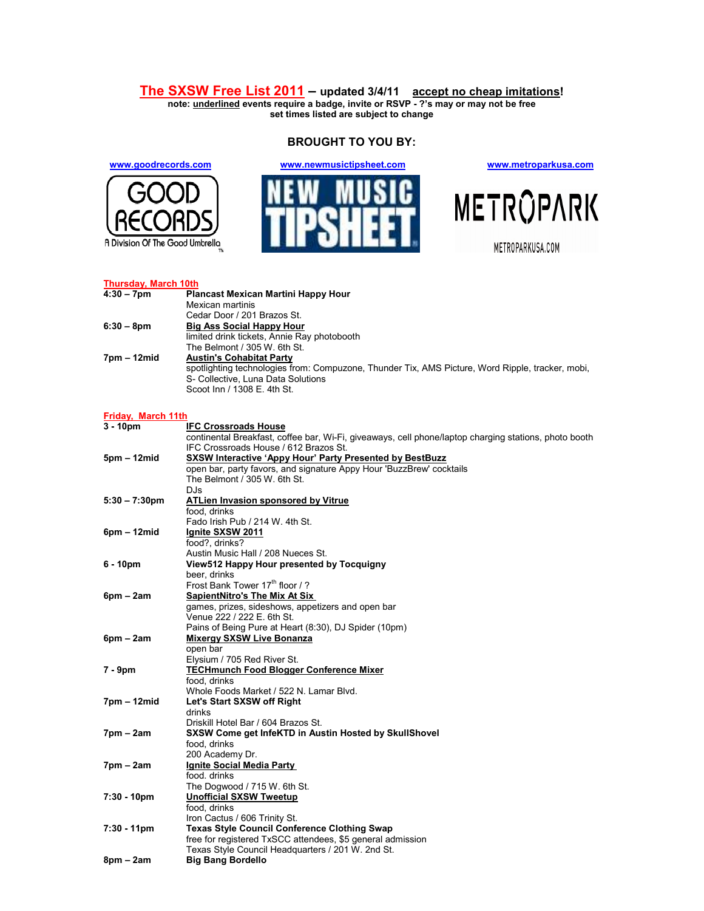# The SXSW Free List 2011 – updated 3/4/11 accept no cheap imitations!

**note: underlined events require a badge, invite or RSVP - ?'s may or may not be free**
**set times listed are subject to change**

**BROUGHT TO YOU BY:**

www.goodrecords.com www.newmusictipsheet.com www.metroparkusa.com

GOOD RECORDS
A Division Of The Good Umbrella

NEW MUSIC TIPSHEET

METROPARK
METROPARKUSA.COM

## Thursday, March 10th

**4:30 – 7pm** **Plancast Mexican Martini Happy Hour**
Mexican martinis
Cedar Door / 201 Brazos St.

**6:30 – 8pm** **Big Ass Social Happy Hour**
limited drink tickets, Annie Ray photobooth
The Belmont / 305 W. 6th St.

**7pm – 12mid** **Austin's Cohabitat Party**
spotlighting technologies from: Compuzone, Thunder Tix, AMS Picture, Word Ripple, tracker, mobi, S- Collective, Luna Data Solutions
Scoot Inn / 1308 E. 4th St.

## Friday, March 11th

**3 - 10pm** **IFC Crossroads House**
continental Breakfast, coffee bar, Wi-Fi, giveaways, cell phone/laptop charging stations, photo booth
IFC Crossroads House / 612 Brazos St.

**5pm – 12mid** **SXSW Interactive 'Appy Hour' Party Presented by BestBuzz**
open bar, party favors, and signature Appy Hour 'BuzzBrew' cocktails
The Belmont / 305 W. 6th St.
DJs

**5:30 – 7:30pm** **ATLien Invasion sponsored by Vitrue**
food, drinks
Fado Irish Pub / 214 W. 4th St.

**6pm – 12mid** **Ignite SXSW 2011**
food?, drinks?
Austin Music Hall / 208 Nueces St.

**6 - 10pm** **View512 Happy Hour presented by Tocquigny**
beer, drinks
Frost Bank Tower 17th floor / ?

**6pm – 2am** **SapientNitro's The Mix At Six**
games, prizes, sideshows, appetizers and open bar
Venue 222 / 222 E. 6th St.
Pains of Being Pure at Heart (8:30), DJ Spider (10pm)

**6pm – 2am** **Mixergy SXSW Live Bonanza**
open bar
Elysium / 705 Red River St.

**7 - 9pm** **TECHmunch Food Blogger Conference Mixer**
food, drinks
Whole Foods Market / 522 N. Lamar Blvd.

**7pm – 12mid** **Let's Start SXSW off Right**
drinks
Driskill Hotel Bar / 604 Brazos St.

**7pm – 2am** **SXSW Come get InfeKTD in Austin Hosted by SkullShovel**
food, drinks
200 Academy Dr.

**7pm – 2am** **Ignite Social Media Party**
food. drinks
The Dogwood / 715 W. 6th St.

**7:30 - 10pm** **Unofficial SXSW Tweetup**
food, drinks
Iron Cactus / 606 Trinity St.

**7:30 - 11pm** **Texas Style Council Conference Clothing Swap**
free for registered TxSCC attendees, $5 general admission
Texas Style Council Headquarters / 201 W. 2nd St.

**8pm – 2am** **Big Bang Bordello**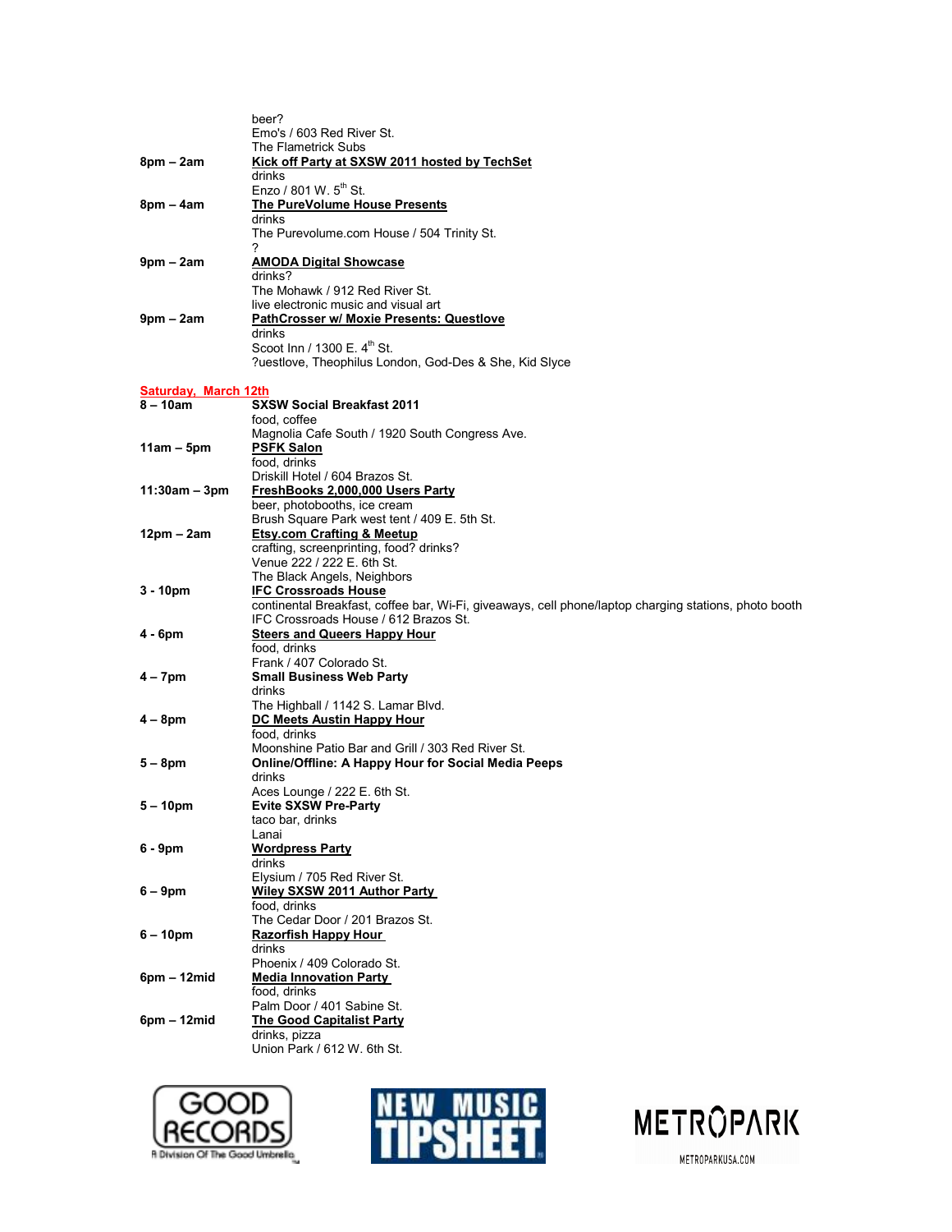| | |
|---|---|
| | beer?<br>Emo's / 603 Red River St.<br>The Flametrick Subs |
| **8pm – 2am** | **Kick off Party at SXSW 2011 hosted by TechSet**<br>drinks<br>Enzo / 801 W. 5th St. |
| **8pm – 4am** | **The PureVolume House Presents**<br>drinks<br>The Purevolume.com House / 504 Trinity St.<br>? |
| **9pm – 2am** | **AMODA Digital Showcase**<br>drinks?<br>The Mohawk / 912 Red River St.<br>live electronic music and visual art |
| **9pm – 2am** | **PathCrosser w/ Moxie Presents: Questlove**<br>drinks<br>Scoot Inn / 1300 E. 4th St.<br>?uestlove, Theophilus London, God-Des & She, Kid Slyce |

## Saturday, March 12th

| | |
|---|---|
| **8 – 10am** | **SXSW Social Breakfast 2011**<br>food, coffee<br>Magnolia Cafe South / 1920 South Congress Ave. |
| **11am – 5pm** | **PSFK Salon**<br>food, drinks<br>Driskill Hotel / 604 Brazos St. |
| **11:30am – 3pm** | **FreshBooks 2,000,000 Users Party**<br>beer, photobooths, ice cream<br>Brush Square Park west tent / 409 E. 5th St. |
| **12pm – 2am** | **Etsy.com Crafting & Meetup**<br>crafting, screenprinting, food? drinks?<br>Venue 222 / 222 E. 6th St.<br>The Black Angels, Neighbors |
| **3 - 10pm** | **IFC Crossroads House**<br>continental Breakfast, coffee bar, Wi-Fi, giveaways, cell phone/laptop charging stations, photo booth<br>IFC Crossroads House / 612 Brazos St. |
| **4 - 6pm** | **Steers and Queers Happy Hour**<br>food, drinks<br>Frank / 407 Colorado St. |
| **4 – 7pm** | **Small Business Web Party**<br>drinks<br>The Highball / 1142 S. Lamar Blvd. |
| **4 – 8pm** | **DC Meets Austin Happy Hour**<br>food, drinks<br>Moonshine Patio Bar and Grill / 303 Red River St. |
| **5 – 8pm** | **Online/Offline: A Happy Hour for Social Media Peeps**<br>drinks<br>Aces Lounge / 222 E. 6th St. |
| **5 – 10pm** | **Evite SXSW Pre-Party**<br>taco bar, drinks<br>Lanai |
| **6 - 9pm** | **Wordpress Party**<br>drinks<br>Elysium / 705 Red River St. |
| **6 – 9pm** | **Wiley SXSW 2011 Author Party**<br>food, drinks<br>The Cedar Door / 201 Brazos St. |
| **6 – 10pm** | **Razorfish Happy Hour**<br>drinks<br>Phoenix / 409 Colorado St. |
| **6pm – 12mid** | **Media Innovation Party**<br>food, drinks<br>Palm Door / 401 Sabine St. |
| **6pm – 12mid** | **The Good Capitalist Party**<br>drinks, pizza<br>Union Park / 612 W. 6th St. |

GOOD RECORDS — A Division Of The Good Umbrella

NEW MUSIC TIPSHEET

METROPARK — METROPARKUSA.COM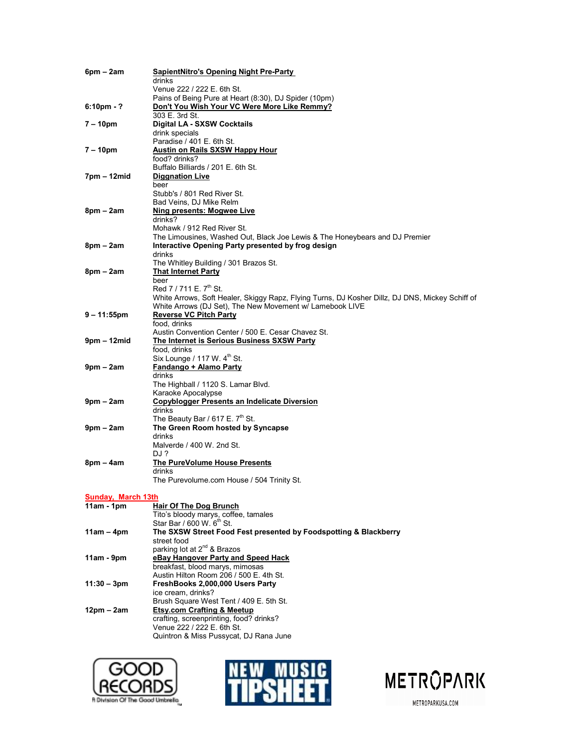| | |
|---|---|
| **6pm – 2am** | **SapientNitro's Opening Night Pre-Party**<br>drinks<br>Venue 222 / 222 E. 6th St.<br>Pains of Being Pure at Heart (8:30), DJ Spider (10pm) |
| **6:10pm - ?** | **Don't You Wish Your VC Were More Like Remmy?**<br>303 E. 3rd St. |
| **7 – 10pm** | **Digital LA - SXSW Cocktails**<br>drink specials<br>Paradise / 401 E. 6th St. |
| **7 – 10pm** | **Austin on Rails SXSW Happy Hour**<br>food? drinks?<br>Buffalo Billiards / 201 E. 6th St. |
| **7pm – 12mid** | **Diggnation Live**<br>beer<br>Stubb's / 801 Red River St.<br>Bad Veins, DJ Mike Relm |
| **8pm – 2am** | **Ning presents: Mogwee Live**<br>drinks?<br>Mohawk / 912 Red River St.<br>The Limousines, Washed Out, Black Joe Lewis & The Honeybears and DJ Premier |
| **8pm – 2am** | **Interactive Opening Party presented by frog design**<br>drinks<br>The Whitley Building / 301 Brazos St. |
| **8pm – 2am** | **That Internet Party**<br>beer<br>Red 7 / 711 E. 7th St.<br>White Arrows, Soft Healer, Skiggy Rapz, Flying Turns, DJ Kosher Dillz, DJ DNS, Mickey Schiff of White Arrows (DJ Set), The New Movement w/ Lamebook LIVE |
| **9 – 11:55pm** | **Reverse VC Pitch Party**<br>food, drinks<br>Austin Convention Center / 500 E. Cesar Chavez St. |
| **9pm – 12mid** | **The Internet is Serious Business SXSW Party**<br>food, drinks<br>Six Lounge / 117 W. 4th St. |
| **9pm – 2am** | **Fandango + Alamo Party**<br>drinks<br>The Highball / 1120 S. Lamar Blvd.<br>Karaoke Apocalypse |
| **9pm – 2am** | **Copyblogger Presents an Indelicate Diversion**<br>drinks<br>The Beauty Bar / 617 E. 7th St. |
| **9pm – 2am** | **The Green Room hosted by Syncapse**<br>drinks<br>Malverde / 400 W. 2nd St.<br>DJ ? |
| **8pm – 4am** | **The PureVolume House Presents**<br>drinks<br>The Purevolume.com House / 504 Trinity St. |

## Sunday, March 13th

| | |
|---|---|
| **11am - 1pm** | **Hair Of The Dog Brunch**<br>Tito's bloody marys, coffee, tamales<br>Star Bar / 600 W. 6th St. |
| **11am – 4pm** | **The SXSW Street Food Fest presented by Foodspotting & Blackberry**<br>street food<br>parking lot at 2nd & Brazos |
| **11am - 9pm** | **eBay Hangover Party and Speed Hack**<br>breakfast, blood marys, mimosas<br>Austin Hilton Room 206 / 500 E. 4th St. |
| **11:30 – 3pm** | **FreshBooks 2,000,000 Users Party**<br>ice cream, drinks?<br>Brush Square West Tent / 409 E. 5th St. |
| **12pm – 2am** | **Etsy.com Crafting & Meetup**<br>crafting, screenprinting, food? drinks?<br>Venue 222 / 222 E. 6th St.<br>Quintron & Miss Pussycat, DJ Rana June |

GOOD RECORDS — A Division Of The Good Umbrella

NEW MUSIC TIPSHEET

METROPARK — METROPARKUSA.COM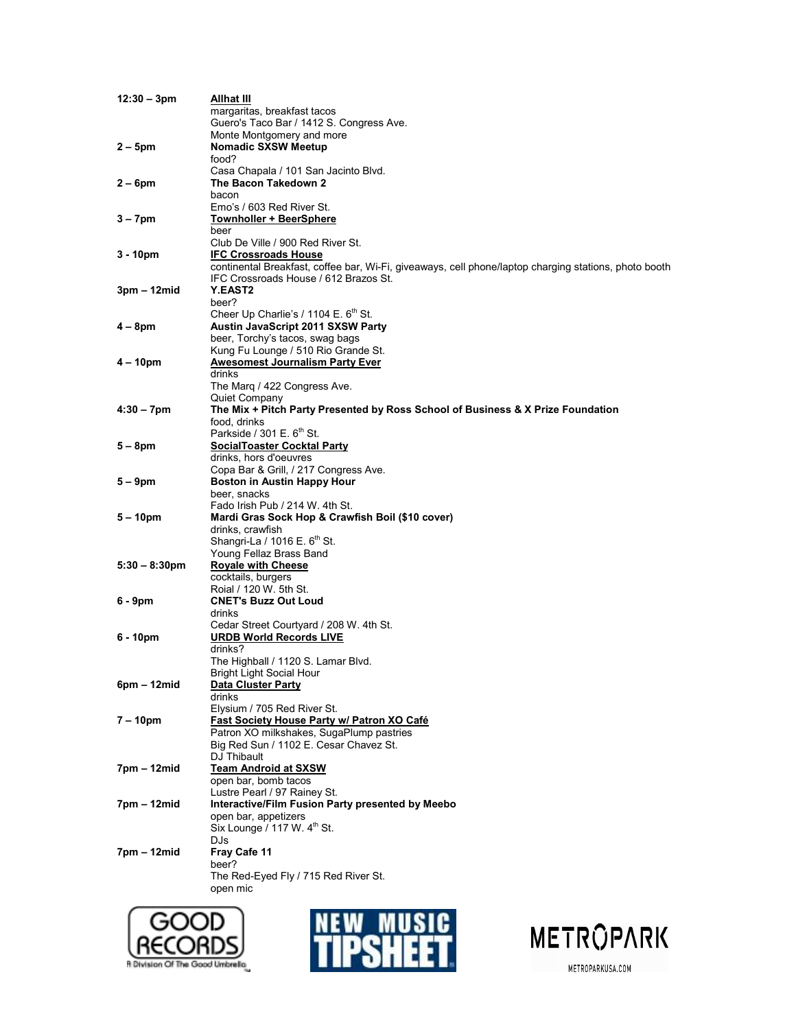| | |
|---|---|
| **12:30 – 3pm** | **Allhat III**<br>margaritas, breakfast tacos<br>Guero's Taco Bar / 1412 S. Congress Ave.<br>Monte Montgomery and more |
| **2 – 5pm** | **Nomadic SXSW Meetup**<br>food?<br>Casa Chapala / 101 San Jacinto Blvd. |
| **2 – 6pm** | **The Bacon Takedown 2**<br>bacon<br>Emo's / 603 Red River St. |
| **3 – 7pm** | **Townholler + BeerSphere**<br>beer<br>Club De Ville / 900 Red River St. |
| **3 - 10pm** | **IFC Crossroads House**<br>continental Breakfast, coffee bar, Wi-Fi, giveaways, cell phone/laptop charging stations, photo booth<br>IFC Crossroads House / 612 Brazos St. |
| **3pm – 12mid** | **Y.EAST2**<br>beer?<br>Cheer Up Charlie's / 1104 E. 6th St. |
| **4 – 8pm** | **Austin JavaScript 2011 SXSW Party**<br>beer, Torchy's tacos, swag bags<br>Kung Fu Lounge / 510 Rio Grande St. |
| **4 – 10pm** | **Awesomest Journalism Party Ever**<br>drinks<br>The Marq / 422 Congress Ave.<br>Quiet Company |
| **4:30 – 7pm** | **The Mix + Pitch Party Presented by Ross School of Business & X Prize Foundation**<br>food, drinks<br>Parkside / 301 E. 6th St. |
| **5 – 8pm** | **SocialToaster Cocktal Party**<br>drinks, hors d'oeuvres<br>Copa Bar & Grill, / 217 Congress Ave. |
| **5 – 9pm** | **Boston in Austin Happy Hour**<br>beer, snacks<br>Fado Irish Pub / 214 W. 4th St. |
| **5 – 10pm** | **Mardi Gras Sock Hop & Crawfish Boil ($10 cover)**<br>drinks, crawfish<br>Shangri-La / 1016 E. 6th St.<br>Young Fellaz Brass Band |
| **5:30 – 8:30pm** | **Royale with Cheese**<br>cocktails, burgers<br>Roial / 120 W. 5th St. |
| **6 - 9pm** | **CNET's Buzz Out Loud**<br>drinks<br>Cedar Street Courtyard / 208 W. 4th St. |
| **6 - 10pm** | **URDB World Records LIVE**<br>drinks?<br>The Highball / 1120 S. Lamar Blvd.<br>Bright Light Social Hour |
| **6pm – 12mid** | **Data Cluster Party**<br>drinks<br>Elysium / 705 Red River St. |
| **7 – 10pm** | **Fast Society House Party w/ Patron XO Café**<br>Patron XO milkshakes, SugaPlump pastries<br>Big Red Sun / 1102 E. Cesar Chavez St.<br>DJ Thibault |
| **7pm – 12mid** | **Team Android at SXSW**<br>open bar, bomb tacos<br>Lustre Pearl / 97 Rainey St. |
| **7pm – 12mid** | **Interactive/Film Fusion Party presented by Meebo**<br>open bar, appetizers<br>Six Lounge / 117 W. 4th St.<br>DJs |
| **7pm – 12mid** | **Fray Cafe 11**<br>beer?<br>The Red-Eyed Fly / 715 Red River St.<br>open mic |

GOOD RECORDS — A Division Of The Good Umbrella

NEW MUSIC TIPSHEET

METROPARK — METROPARKUSA.COM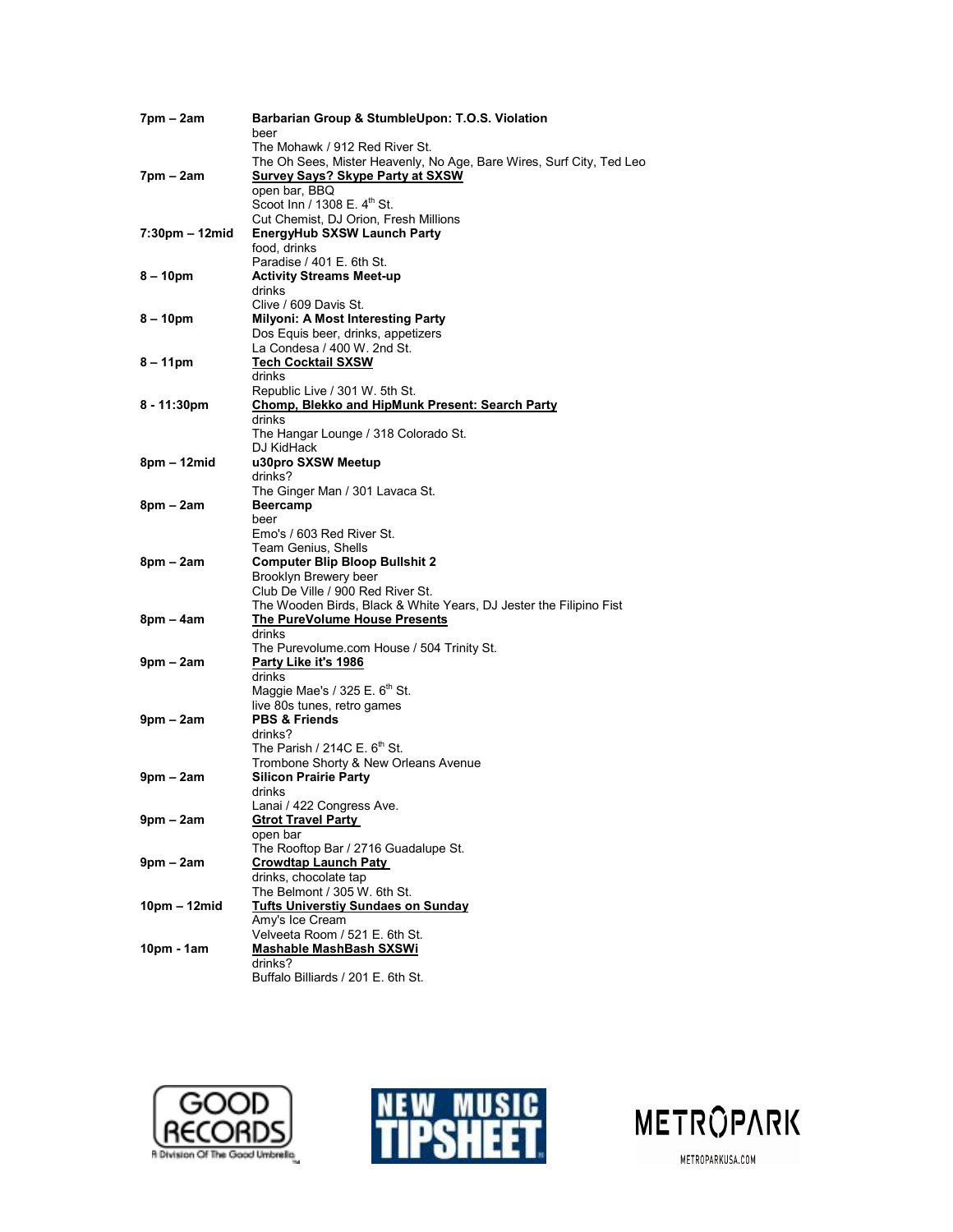| | |
|---|---|
| **7pm – 2am** | **Barbarian Group & StumbleUpon: T.O.S. Violation**<br>beer<br>The Mohawk / 912 Red River St.<br>The Oh Sees, Mister Heavenly, No Age, Bare Wires, Surf City, Ted Leo |
| **7pm – 2am** | **Survey Says? Skype Party at SXSW**<br>open bar, BBQ<br>Scoot Inn / 1308 E. 4th St.<br>Cut Chemist, DJ Orion, Fresh Millions |
| **7:30pm – 12mid** | **EnergyHub SXSW Launch Party**<br>food, drinks<br>Paradise / 401 E. 6th St. |
| **8 – 10pm** | **Activity Streams Meet-up**<br>drinks<br>Clive / 609 Davis St. |
| **8 – 10pm** | **Milyoni: A Most Interesting Party**<br>Dos Equis beer, drinks, appetizers<br>La Condesa / 400 W. 2nd St. |
| **8 – 11pm** | **Tech Cocktail SXSW**<br>drinks<br>Republic Live / 301 W. 5th St. |
| **8 - 11:30pm** | **Chomp, Blekko and HipMunk Present: Search Party**<br>drinks<br>The Hangar Lounge / 318 Colorado St.<br>DJ KidHack |
| **8pm – 12mid** | **u30pro SXSW Meetup**<br>drinks?<br>The Ginger Man / 301 Lavaca St. |
| **8pm – 2am** | **Beercamp**<br>beer<br>Emo's / 603 Red River St.<br>Team Genius, Shells |
| **8pm – 2am** | **Computer Blip Bloop Bullshit 2**<br>Brooklyn Brewery beer<br>Club De Ville / 900 Red River St.<br>The Wooden Birds, Black & White Years, DJ Jester the Filipino Fist |
| **8pm – 4am** | **The PureVolume House Presents**<br>drinks<br>The Purevolume.com House / 504 Trinity St. |
| **9pm – 2am** | **Party Like it's 1986**<br>drinks<br>Maggie Mae's / 325 E. 6th St.<br>live 80s tunes, retro games |
| **9pm – 2am** | **PBS & Friends**<br>drinks?<br>The Parish / 214C E. 6th St.<br>Trombone Shorty & New Orleans Avenue |
| **9pm – 2am** | **Silicon Prairie Party**<br>drinks<br>Lanai / 422 Congress Ave. |
| **9pm – 2am** | **Gtrot Travel Party**<br>open bar<br>The Rooftop Bar / 2716 Guadalupe St. |
| **9pm – 2am** | **Crowdtap Launch Paty**<br>drinks, chocolate tap<br>The Belmont / 305 W. 6th St. |
| **10pm – 12mid** | **Tufts Universtiy Sundaes on Sunday**<br>Amy's Ice Cream<br>Velveeta Room / 521 E. 6th St. |
| **10pm - 1am** | **Mashable MashBash SXSWi**<br>drinks?<br>Buffalo Billiards / 201 E. 6th St. |

GOOD RECORDS — A Division Of The Good Umbrella

NEW MUSIC TIPSHEET

METROPARK — METROPARKUSA.COM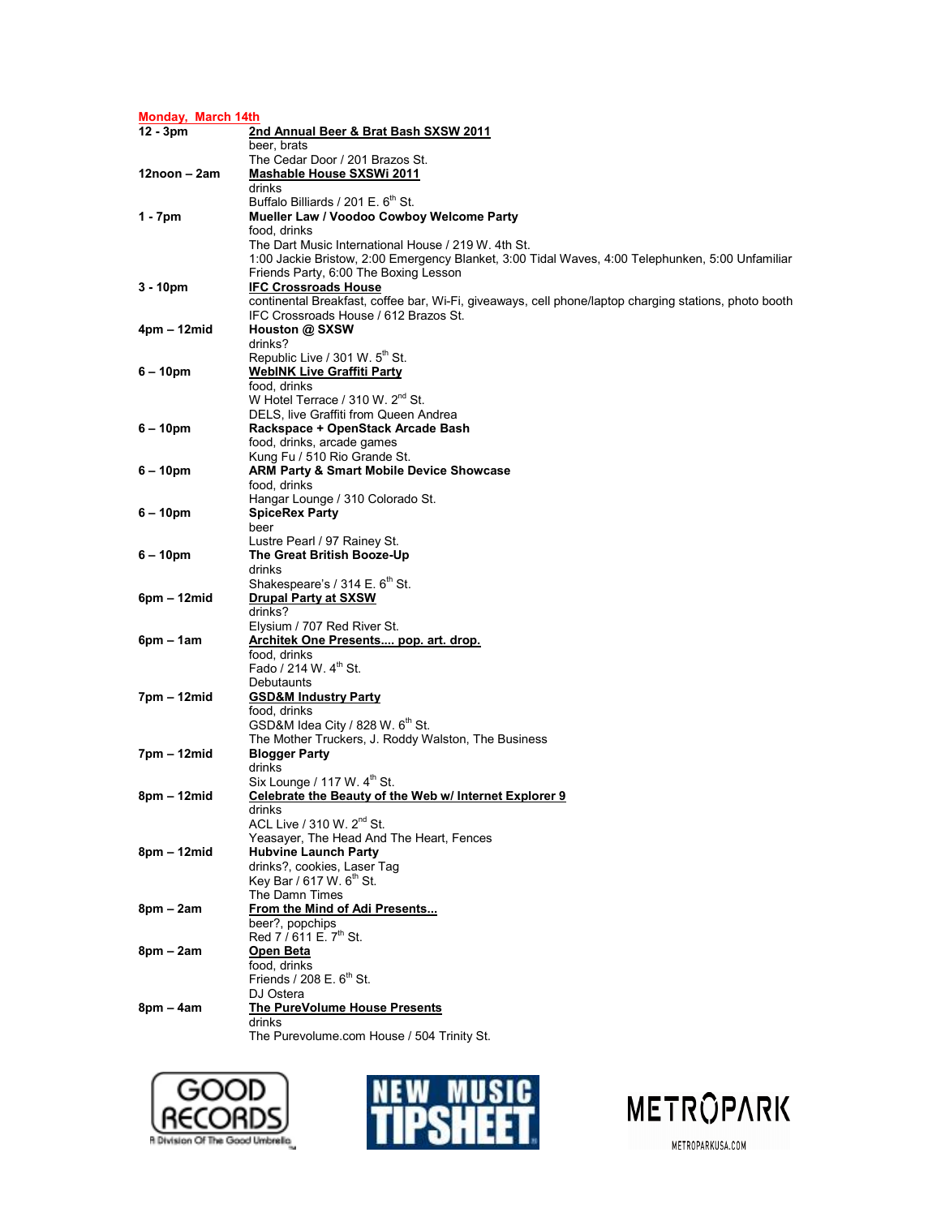**Monday, March 14th**

| | |
|---|---|
| **12 - 3pm** | **2nd Annual Beer & Brat Bash SXSW 2011**<br>beer, brats<br>The Cedar Door / 201 Brazos St. |
| **12noon – 2am** | **Mashable House SXSWi 2011**<br>drinks<br>Buffalo Billiards / 201 E. 6th St. |
| **1 - 7pm** | **Mueller Law / Voodoo Cowboy Welcome Party**<br>food, drinks<br>The Dart Music International House / 219 W. 4th St.<br>1:00 Jackie Bristow, 2:00 Emergency Blanket, 3:00 Tidal Waves, 4:00 Telephunken, 5:00 Unfamiliar Friends Party, 6:00 The Boxing Lesson |
| **3 - 10pm** | **IFC Crossroads House**<br>continental Breakfast, coffee bar, Wi-Fi, giveaways, cell phone/laptop charging stations, photo booth<br>IFC Crossroads House / 612 Brazos St. |
| **4pm – 12mid** | **Houston @ SXSW**<br>drinks?<br>Republic Live / 301 W. 5th St. |
| **6 – 10pm** | **WebINK Live Graffiti Party**<br>food, drinks<br>W Hotel Terrace / 310 W. 2nd St.<br>DELS, live Graffiti from Queen Andrea |
| **6 – 10pm** | **Rackspace + OpenStack Arcade Bash**<br>food, drinks, arcade games<br>Kung Fu / 510 Rio Grande St. |
| **6 – 10pm** | **ARM Party & Smart Mobile Device Showcase**<br>food, drinks<br>Hangar Lounge / 310 Colorado St. |
| **6 – 10pm** | **SpiceRex Party**<br>beer<br>Lustre Pearl / 97 Rainey St. |
| **6 – 10pm** | **The Great British Booze-Up**<br>drinks<br>Shakespeare's / 314 E. 6th St. |
| **6pm – 12mid** | **Drupal Party at SXSW**<br>drinks?<br>Elysium / 707 Red River St. |
| **6pm – 1am** | **Architek One Presents.... pop. art. drop.**<br>food, drinks<br>Fado / 214 W. 4th St.<br>Debutaunts |
| **7pm – 12mid** | **GSD&M Industry Party**<br>food, drinks<br>GSD&M Idea City / 828 W. 6th St.<br>The Mother Truckers, J. Roddy Walston, The Business |
| **7pm – 12mid** | **Blogger Party**<br>drinks<br>Six Lounge / 117 W. 4th St. |
| **8pm – 12mid** | **Celebrate the Beauty of the Web w/ Internet Explorer 9**<br>drinks<br>ACL Live / 310 W. 2nd St.<br>Yeasayer, The Head And The Heart, Fences |
| **8pm – 12mid** | **Hubvine Launch Party**<br>drinks?, cookies, Laser Tag<br>Key Bar / 617 W. 6th St.<br>The Damn Times |
| **8pm – 2am** | **From the Mind of Adi Presents...**<br>beer?, popchips<br>Red 7 / 611 E. 7th St. |
| **8pm – 2am** | **Open Beta**<br>food, drinks<br>Friends / 208 E. 6th St.<br>DJ Ostera |
| **8pm – 4am** | **The PureVolume House Presents**<br>drinks<br>The Purevolume.com House / 504 Trinity St. |

GOOD RECORDS — A Division Of The Good Umbrella | NEW MUSIC TIPSHEET | METROPARK — METROPARKUSA.COM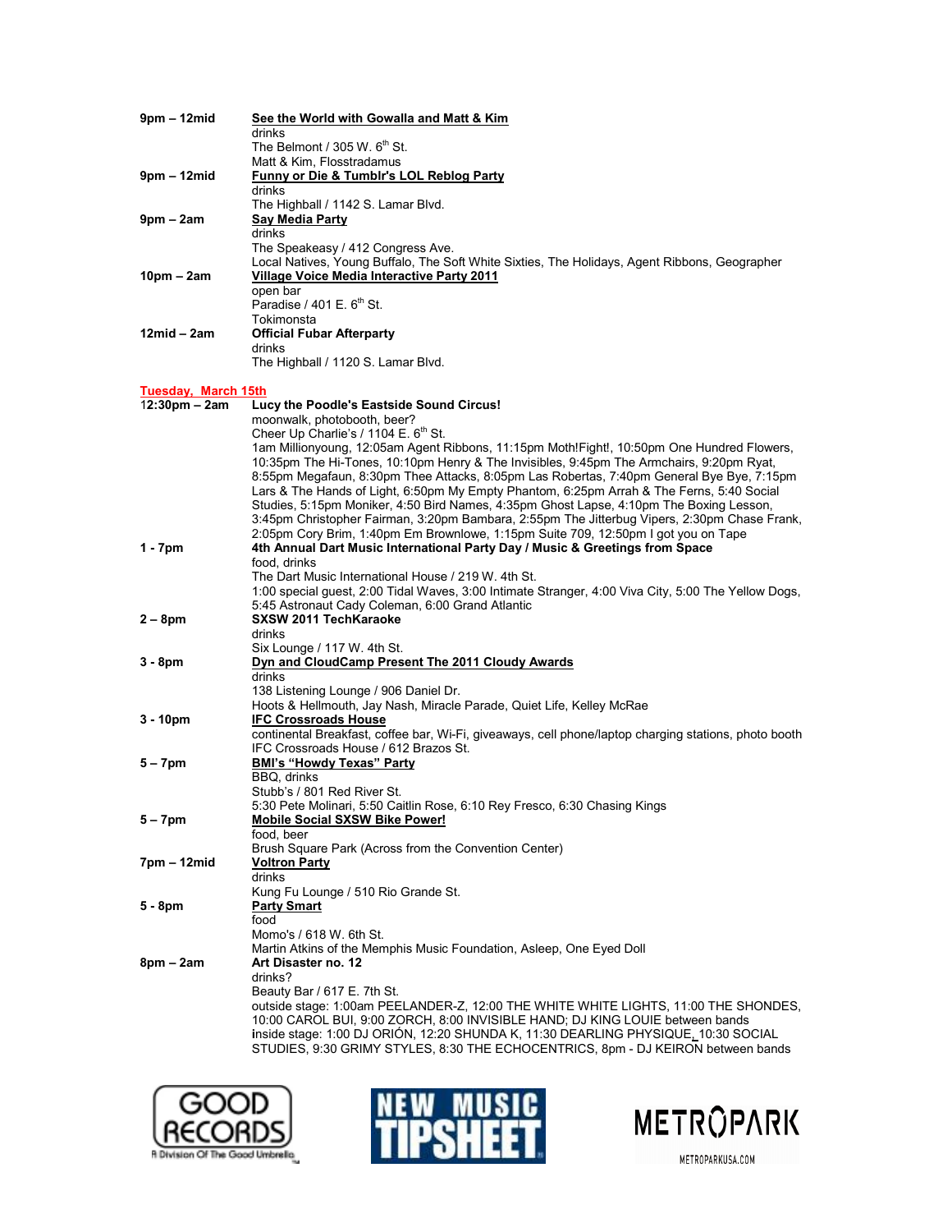**9pm – 12mid** — **See the World with Gowalla and Matt & Kim**
drinks
The Belmont / 305 W. 6th St.
Matt & Kim, Flosstradamus

**9pm – 12mid** — **Funny or Die & Tumblr's LOL Reblog Party**
drinks
The Highball / 1142 S. Lamar Blvd.

**9pm – 2am** — **Say Media Party**
drinks
The Speakeasy / 412 Congress Ave.
Local Natives, Young Buffalo, The Soft White Sixties, The Holidays, Agent Ribbons, Geographer

**10pm – 2am** — **Village Voice Media Interactive Party 2011**
open bar
Paradise / 401 E. 6th St.
Tokimonsta

**12mid – 2am** — **Official Fubar Afterparty**
drinks
The Highball / 1120 S. Lamar Blvd.

## Tuesday, March 15th

**12:30pm – 2am** — **Lucy the Poodle's Eastside Sound Circus!**
moonwalk, photobooth, beer?
Cheer Up Charlie's / 1104 E. 6th St.
1am Millionyoung, 12:05am Agent Ribbons, 11:15pm Moth!Fight!, 10:50pm One Hundred Flowers, 10:35pm The Hi-Tones, 10:10pm Henry & The Invisibles, 9:45pm The Armchairs, 9:20pm Ryat, 8:55pm Megafaun, 8:30pm Thee Attacks, 8:05pm Las Robertas, 7:40pm General Bye Bye, 7:15pm Lars & The Hands of Light, 6:50pm My Empty Phantom, 6:25pm Arrah & The Ferns, 5:40 Social Studies, 5:15pm Moniker, 4:50 Bird Names, 4:35pm Ghost Lapse, 4:10pm The Boxing Lesson, 3:45pm Christopher Fairman, 3:20pm Bambara, 2:55pm The Jitterbug Vipers, 2:30pm Chase Frank, 2:05pm Cory Brim, 1:40pm Em Brownlowe, 1:15pm Suite 709, 12:50pm I got you on Tape

**1 - 7pm** — **4th Annual Dart Music International Party Day / Music & Greetings from Space**
food, drinks
The Dart Music International House / 219 W. 4th St.
1:00 special guest, 2:00 Tidal Waves, 3:00 Intimate Stranger, 4:00 Viva City, 5:00 The Yellow Dogs, 5:45 Astronaut Cady Coleman, 6:00 Grand Atlantic

**2 – 8pm** — **SXSW 2011 TechKaraoke**
drinks
Six Lounge / 117 W. 4th St.

**3 - 8pm** — **Dyn and CloudCamp Present The 2011 Cloudy Awards**
drinks
138 Listening Lounge / 906 Daniel Dr.
Hoots & Hellmouth, Jay Nash, Miracle Parade, Quiet Life, Kelley McRae

**3 - 10pm** — **IFC Crossroads House**
continental Breakfast, coffee bar, Wi-Fi, giveaways, cell phone/laptop charging stations, photo booth
IFC Crossroads House / 612 Brazos St.

**5 – 7pm** — **BMI's "Howdy Texas" Party**
BBQ, drinks
Stubb's / 801 Red River St.
5:30 Pete Molinari, 5:50 Caitlin Rose, 6:10 Rey Fresco, 6:30 Chasing Kings

**5 – 7pm** — **Mobile Social SXSW Bike Power!**
food, beer
Brush Square Park (Across from the Convention Center)

**7pm – 12mid** — **Voltron Party**
drinks
Kung Fu Lounge / 510 Rio Grande St.

**5 - 8pm** — **Party Smart**
food
Momo's / 618 W. 6th St.
Martin Atkins of the Memphis Music Foundation, Asleep, One Eyed Doll

**8pm – 2am** — **Art Disaster no. 12**
drinks?
Beauty Bar / 617 E. 7th St.
outside stage: 1:00am PEELANDER-Z, 12:00 THE WHITE WHITE LIGHTS, 11:00 THE SHONDES, 10:00 CAROL BUI, 9:00 ZORCH, 8:00 INVISIBLE HAND; DJ KING LOUIE between bands
inside stage: 1:00 DJ ORIÓN, 12:20 SHUNDA K, 11:30 DEARLING PHYSIQUE, 10:30 SOCIAL STUDIES, 9:30 GRIMY STYLES, 8:30 THE ECHOCENTRICS, 8pm - DJ KEIRON between bands

GOOD RECORDS — A Division Of The Good Umbrella
NEW MUSIC TIPSHEET
METROPARK — METROPARKUSA.COM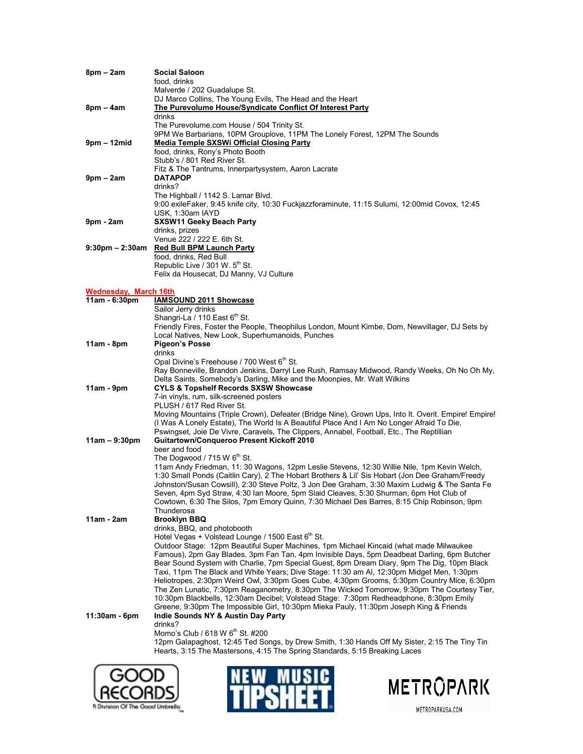**8pm – 2am** **Social Saloon**
food, drinks
Malverde / 202 Guadalupe St.
DJ Marco Collins, The Young Evils, The Head and the Heart

**8pm – 4am** **The Purevolume House/Syndicate Conflict Of Interest Party**
drinks
The Purevolume.com House / 504 Trinity St.
9PM We Barbarians, 10PM Grouplove, 11PM The Lonely Forest, 12PM The Sounds

**9pm – 12mid** **Media Temple SXSWi Official Closing Party**
food, drinks, Rony's Photo Booth
Stubb's / 801 Red River St.
Fitz & The Tantrums, Innerpartysystem, Aaron Lacrate

**9pm – 2am** **DATAPOP**
drinks?
The Highball / 1142 S. Lamar Blvd.
9:00 exileFaker, 9:45 knife city, 10:30 Fuckjazzforaminute, 11:15 Sulumi, 12:00mid Covox, 12:45 USK, 1:30am IAYD

**9pm - 2am** **SXSW11 Geeky Beach Party**
drinks, prizes
Venue 222 / 222 E. 6th St.

**9:30pm – 2:30am** **Red Bull BPM Launch Party**
food, drinks, Red Bull
Republic Live / 301 W. 5th St.
Felix da Housecat, DJ Manny, VJ Culture

## Wednesday, March 16th

**11am - 6:30pm** **IAMSOUND 2011 Showcase**
Sailor Jerry drinks
Shangri-La / 110 East 6th St.
Friendly Fires, Foster the People, Theophilus London, Mount Kimbe, Dom, Newvillager, DJ Sets by Local Natives, New Look, Superhumanoids, Punches

**11am - 8pm** **Pigeon's Posse**
drinks
Opal Divine's Freehouse / 700 West 6th St.
Ray Bonneville, Brandon Jenkins, Darryl Lee Rush, Ramsay Midwood, Randy Weeks, Oh No Oh My, Delta Saints, Somebody's Darling, Mike and the Moonpies, Mr. Walt Wilkins

**11am - 9pm** **CYLS & Topshelf Records SXSW Showcase**
7-in vinyls, rum, silk-screened posters
PLUSH / 617 Red River St.
Moving Mountains (Triple Crown), Defeater (Bridge Nine), Grown Ups, Into It. Overit. Empire! Empire! (I Was A Lonely Estate), The World Is A Beautiful Place And I Am No Longer Afraid To Die, Pswingset, Joie De Vivre, Caravels, The Clippers, Annabel, Football, Etc., The Reptillian

**11am – 9:30pm** **Guitartown/Conqueroo Present Kickoff 2010**
beer and food
The Dogwood / 715 W 6th St.
11am Andy Friedman, 11: 30 Wagons, 12pm Leslie Stevens, 12:30 Willie Nile, 1pm Kevin Welch, 1:30 Small Ponds (Caitlin Cary), 2 The Hobart Brothers & Lil' Sis Hobart (Jon Dee Graham/Freedy Johnston/Susan Cowsill), 2:30 Steve Poltz, 3 Jon Dee Graham, 3:30 Maxim Ludwig & The Santa Fe Seven, 4pm Syd Straw, 4:30 Ian Moore, 5pm Slaid Cleaves, 5:30 Shurman, 6pm Hot Club of Cowtown, 6:30 The Silos, 7pm Emory Quinn, 7:30 Michael Des Barres, 8:15 Chip Robinson, 9pm Thunderosa

**11am - 2am** **Brooklyn BBQ**
drinks, BBQ, and photobooth
Hotel Vegas + Volstead Lounge / 1500 East 6th St.
Outdoor Stage: 12pm Beautiful Super Machines, 1pm Michael Kincaid (what made Milwaukee Famous), 2pm Gay Blades, 3pm Fan Tan, 4pm Invisible Days, 5pm Deadbeat Darling, 6pm Butcher Bear Sound System with Charlie, 7pm Special Guest, 8pm Dream Diary, 9pm The Dig, 10pm Black Taxi, 11pm The Black and White Years; Dive Stage: 11:30 am Al, 12:30pm Midget Men, 1:30pm Heliotropes, 2:30pm Weird Owl, 3:30pm Goes Cube, 4:30pm Grooms, 5:30pm Country Mice, 6:30pm The Zen Lunatic, 7:30pm Reaganometry, 8:30pm The Wicked Tomorrow, 9:30pm The Courtesy Tier, 10:30pm Blackbells, 12:30am Decibel; Volstead Stage: 7:30pm Redheadphone, 8:30pm Emily Greene, 9:30pm The Impossible Girl, 10:30pm Mieka Pauly, 11:30pm Joseph King & Friends

**11:30am - 6pm** **Indie Sounds NY & Austin Day Party**
drinks?
Momo's Club / 618 W 6th St. #200
12pm Galapaghost, 12:45 Ted Songs, by Drew Smith, 1:30 Hands Off My Sister, 2:15 The Tiny Tin Hearts, 3:15 The Mastersons, 4:15 The Spring Standards, 5:15 Breaking Laces

GOOD RECORDS — A Division Of The Good Umbrella | NEW MUSIC TIPSHEET | METROPARK — METROPARKUSA.COM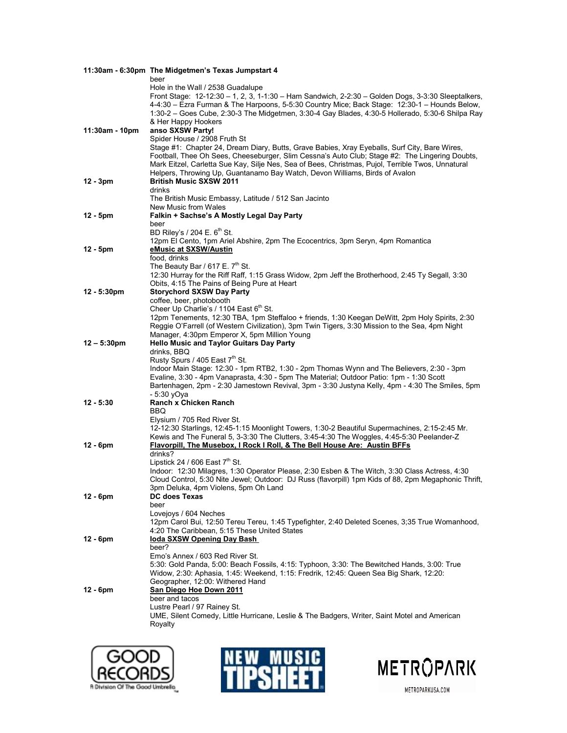**11:30am - 6:30pm** **The Midgetmen's Texas Jumpstart 4**
beer
Hole in the Wall / 2538 Guadalupe
Front Stage: 12-12:30 – 1, 2, 3, 1-1:30 – Ham Sandwich, 2-2:30 – Golden Dogs, 3-3:30 Sleeptalkers, 4-4:30 – Ezra Furman & The Harpoons, 5-5:30 Country Mice; Back Stage: 12:30-1 – Hounds Below, 1:30-2 – Goes Cube, 2:30-3 The Midgetmen, 3:30-4 Gay Blades, 4:30-5 Hollerado, 5:30-6 Shilpa Ray & Her Happy Hookers

**11:30am - 10pm** **anso SXSW Party!**
Spider House / 2908 Fruth St
Stage #1: Chapter 24, Dream Diary, Butts, Grave Babies, Xray Eyeballs, Surf City, Bare Wires, Football, Thee Oh Sees, Cheeseburger, Slim Cessna's Auto Club; Stage #2: The Lingering Doubts, Mark Eitzel, Carletta Sue Kay, Silje Nes, Sea of Bees, Christmas, Pujol, Terrible Twos, Unnatural Helpers, Throwing Up, Guantanamo Bay Watch, Devon Williams, Birds of Avalon

**12 - 3pm** **British Music SXSW 2011**
drinks
The British Music Embassy, Latitude / 512 San Jacinto
New Music from Wales

**12 - 5pm** **Falkin + Sachse's A Mostly Legal Day Party**
beer
BD Riley's / 204 E. 6th St.
12pm El Cento, 1pm Ariel Abshire, 2pm The Ecocentrics, 3pm Seryn, 4pm Romantica

**12 - 5pm** **eMusic at SXSW/Austin**
food, drinks
The Beauty Bar / 617 E. 7th St.
12:30 Hurray for the Riff Raff, 1:15 Grass Widow, 2pm Jeff the Brotherhood, 2:45 Ty Segall, 3:30 Obits, 4:15 The Pains of Being Pure at Heart

**12 - 5:30pm** **Storychord SXSW Day Party**
coffee, beer, photobooth
Cheer Up Charlie's / 1104 East 6th St.
12pm Tenements, 12:30 TBA, 1pm Steffaloo + friends, 1:30 Keegan DeWitt, 2pm Holy Spirits, 2:30 Reggie O'Farrell (of Western Civilization), 3pm Twin Tigers, 3:30 Mission to the Sea, 4pm Night Manager, 4:30pm Emperor X, 5pm Million Young

**12 – 5:30pm** **Hello Music and Taylor Guitars Day Party**
drinks, BBQ
Rusty Spurs / 405 East 7th St.
Indoor Main Stage: 12:30 - 1pm RTB2, 1:30 - 2pm Thomas Wynn and The Believers, 2:30 - 3pm Evaline, 3:30 - 4pm Vanaprasta, 4:30 - 5pm The Material; Outdoor Patio: 1pm - 1:30 Scott Bartenhagen, 2pm - 2:30 Jamestown Revival, 3pm - 3:30 Justyna Kelly, 4pm - 4:30 The Smiles, 5pm - 5:30 yOya

**12 - 5:30** **Ranch x Chicken Ranch**
BBQ
Elysium / 705 Red River St.
12-12:30 Starlings, 12:45-1:15 Moonlight Towers, 1:30-2 Beautiful Supermachines, 2:15-2:45 Mr. Kewis and The Funeral 5, 3-3:30 The Clutters, 3:45-4:30 The Woggles, 4:45-5:30 Peelander-Z

**12 - 6pm** **Flavorpill, The Musebox, I Rock I Roll, & The Bell House Are: Austin BFFs**
drinks?
Lipstick 24 / 606 East 7th St.
Indoor: 12:30 Milagres, 1:30 Operator Please, 2:30 Esben & The Witch, 3:30 Class Actress, 4:30 Cloud Control, 5:30 Nite Jewel; Outdoor: DJ Russ (flavorpill) 1pm Kids of 88, 2pm Megaphonic Thrift, 3pm Deluka, 4pm Violens, 5pm Oh Land

**12 - 6pm** **DC does Texas**
beer
Lovejoys / 604 Neches
12pm Carol Bui, 12:50 Tereu Tereu, 1:45 Typefighter, 2:40 Deleted Scenes, 3;35 True Womanhood, 4:20 The Caribbean, 5:15 These United States

**12 - 6pm** **Ioda SXSW Opening Day Bash**
beer?
Emo's Annex / 603 Red River St.
5:30: Gold Panda, 5:00: Beach Fossils, 4:15: Typhoon, 3:30: The Bewitched Hands, 3:00: True Widow, 2:30: Aphasia, 1:45: Weekend, 1:15: Fredrik, 12:45: Queen Sea Big Shark, 12:20: Geographer, 12:00: Withered Hand

**12 - 6pm** **San Diego Hoe Down 2011**
beer and tacos
Lustre Pearl / 97 Rainey St.
UME, Silent Comedy, Little Hurricane, Leslie & The Badgers, Writer, Saint Motel and American Royalty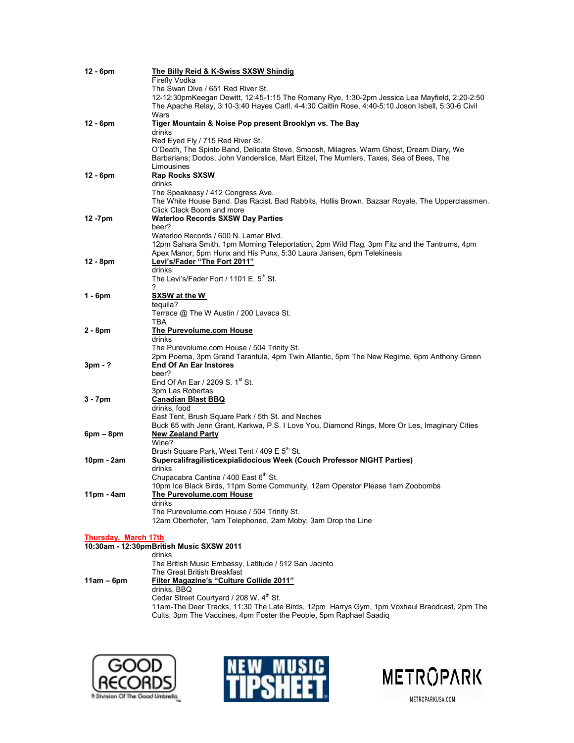**12 - 6pm** — **The Billy Reid & K-Swiss SXSW Shindig**
Firefly Vodka
The Swan Dive / 651 Red River St.
12-12:30pmKeegan Dewitt, 12:45-1:15 The Romany Rye, 1:30-2pm Jessica Lea Mayfield, 2:20-2:50 The Apache Relay, 3:10-3:40 Hayes Carll, 4-4:30 Caitlin Rose, 4:40-5:10 Joson Isbell, 5:30-6 Civil Wars

**12 - 6pm** — **Tiger Mountain & Noise Pop present Brooklyn vs. The Bay**
drinks
Red Eyed Fly / 715 Red River St.
O'Death, The Spinto Band, Delicate Steve, Smoosh, Milagres, Warm Ghost, Dream Diary, We Barbarians; Dodos, John Vanderslice, Mart Eitzel, The Mumlers, Taxes, Sea of Bees, The Limousines

**12 - 6pm** — **Rap Rocks SXSW**
drinks
The Speakeasy / 412 Congress Ave.
The White House Band. Das Racist. Bad Rabbits, Hollis Brown. Bazaar Royale. The Upperclassmen. Click Clack Boom and more

**12 -7pm** — **Waterloo Records SXSW Day Parties**
beer?
Waterloo Records / 600 N. Lamar Blvd.
12pm Sahara Smith, 1pm Morning Teleportation, 2pm Wild Flag, 3pm Fitz and the Tantrums, 4pm Apex Manor, 5pm Hunx and His Punx, 5:30 Laura Jansen, 6pm Telekinesis

**12 - 8pm** — **Levi's/Fader "The Fort 2011"**
drinks
The Levi's/Fader Fort / 1101 E. 5th St.
?

**1 - 6pm** — **SXSW at the W**
tequila?
Terrace @ The W Austin / 200 Lavaca St.
TBA

**2 - 8pm** — **The Purevolume.com House**
drinks
The Purevolume.com House / 504 Trinity St.
2pm Poema, 3pm Grand Tarantula, 4pm Twin Atlantic, 5pm The New Regime, 6pm Anthony Green

**3pm - ?** — **End Of An Ear Instores**
beer?
End Of An Ear / 2209 S. 1st St.
3pm Las Robertas

**3 - 7pm** — **Canadian Blast BBQ**
drinks, food
East Tent, Brush Square Park / 5th St. and Neches
Buck 65 with Jenn Grant, Karkwa, P.S. I Love You, Diamond Rings, More Or Les, Imaginary Cities

**6pm – 8pm** — **New Zealand Party**
Wine?
Brush Square Park, West Tent / 409 E 5th St.

**10pm - 2am** — **Supercalifragilisticexpialidocious Week (Couch Professor NIGHT Parties)**
drinks
Chupacabra Cantina / 400 East 6th St.
10pm Ice Black Birds, 11pm Some Community, 12am Operator Please 1am Zoobombs

**11pm - 4am** — **The Purevolume.com House**
drinks
The Purevolume.com House / 504 Trinity St.
12am Oberhofer, 1am Telephoned, 2am Moby, 3am Drop the Line

## Thursday, March 17th

**10:30am - 12:30pm** — **British Music SXSW 2011**
drinks
The British Music Embassy, Latitude / 512 San Jacinto
The Great British Breakfast

**11am – 6pm** — **Filter Magazine's "Culture Collide 2011"**
drinks, BBQ
Cedar Street Courtyard / 208 W. 4th St.
11am-The Deer Tracks, 11:30 The Late Birds, 12pm Harrys Gym, 1pm Voxhaul Braodcast, 2pm The Cults, 3pm The Vaccines, 4pm Foster the People, 5pm Raphael Saadiq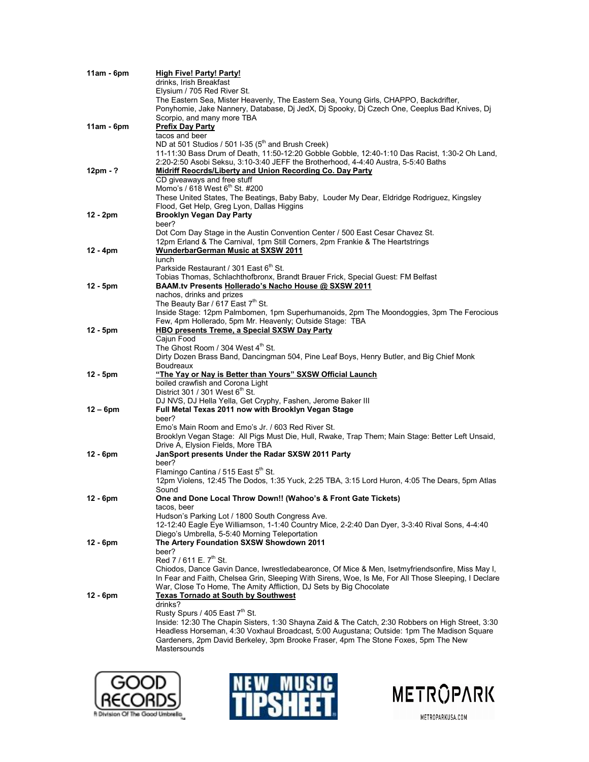**11am - 6pm** **High Five! Party! Party!**
drinks, Irish Breakfast
Elysium / 705 Red River St.
The Eastern Sea, Mister Heavenly, The Eastern Sea, Young Girls, CHAPPO, Backdrifter, Ponyhomie, Jake Nannery, Database, Dj JedX, Dj Spooky, Dj Czech One, Ceeplus Bad Knives, Dj Scorpio, and many more TBA

**11am - 6pm** **Prefix Day Party**
tacos and beer
ND at 501 Studios / 501 I-35 (5th and Brush Creek)
11-11:30 Bass Drum of Death, 11:50-12:20 Gobble Gobble, 12:40-1:10 Das Racist, 1:30-2 Oh Land, 2:20-2:50 Asobi Seksu, 3:10-3:40 JEFF the Brotherhood, 4-4:40 Austra, 5-5:40 Baths

**12pm - ?** **Midriff Reocrds/Liberty and Union Recording Co. Day Party**
CD giveaways and free stuff
Momo's / 618 West 6th St. #200
These United States, The Beatings, Baby Baby, Louder My Dear, Eldridge Rodriguez, Kingsley Flood, Get Help, Greg Lyon, Dallas Higgins

**12 - 2pm** **Brooklyn Vegan Day Party**
beer?
Dot Com Day Stage in the Austin Convention Center / 500 East Cesar Chavez St.
12pm Erland & The Carnival, 1pm Still Corners, 2pm Frankie & The Heartstrings

**12 - 4pm** **WunderbarGerman Music at SXSW 2011**
lunch
Parkside Restaurant / 301 East 6th St.
Tobias Thomas, Schlachthofbronx, Brandt Brauer Frick, Special Guest: FM Belfast

**12 - 5pm** **BAAM.tv Presents Hollerado's Nacho House @ SXSW 2011**
nachos, drinks and prizes
The Beauty Bar / 617 East 7th St.
Inside Stage: 12pm Palmbomen, 1pm Superhumanoids, 2pm The Moondoggies, 3pm The Ferocious Few, 4pm Hollerado, 5pm Mr. Heavenly; Outside Stage: TBA

**12 - 5pm** **HBO presents Treme, a Special SXSW Day Party**
Cajun Food
The Ghost Room / 304 West 4th St.
Dirty Dozen Brass Band, Dancingman 504, Pine Leaf Boys, Henry Butler, and Big Chief Monk Boudreaux

**12 - 5pm** **"The Yay or Nay is Better than Yours" SXSW Official Launch**
boiled crawfish and Corona Light
District 301 / 301 West 6th St.
DJ NVS, DJ Hella Yella, Get Cryphy, Fashen, Jerome Baker III

**12 – 6pm** **Full Metal Texas 2011 now with Brooklyn Vegan Stage**
beer?
Emo's Main Room and Emo's Jr. / 603 Red River St.
Brooklyn Vegan Stage: All Pigs Must Die, Hull, Rwake, Trap Them; Main Stage: Better Left Unsaid, Drive A, Elysion Fields, More TBA

**12 - 6pm** **JanSport presents Under the Radar SXSW 2011 Party**
beer?
Flamingo Cantina / 515 East 5th St.
12pm Violens, 12:45 The Dodos, 1:35 Yuck, 2:25 TBA, 3:15 Lord Huron, 4:05 The Dears, 5pm Atlas Sound

**12 - 6pm** **One and Done Local Throw Down!! (Wahoo's & Front Gate Tickets)**
tacos, beer
Hudson's Parking Lot / 1800 South Congress Ave.
12-12:40 Eagle Eye Williamson, 1-1:40 Country Mice, 2-2:40 Dan Dyer, 3-3:40 Rival Sons, 4-4:40 Diego's Umbrella, 5-5:40 Morning Teleportation

**12 - 6pm** **The Artery Foundation SXSW Showdown 2011**
beer?
Red 7 / 611 E. 7th St.
Chiodos, Dance Gavin Dance, Iwrestledabearonce, Of Mice & Men, Isetmyfriendsonfire, Miss May I, In Fear and Faith, Chelsea Grin, Sleeping With Sirens, Woe, Is Me, For All Those Sleeping, I Declare War, Close To Home, The Amity Affliction, DJ Sets by Big Chocolate

**12 - 6pm** **Texas Tornado at South by Southwest**
drinks?
Rusty Spurs / 405 East 7th St.
Inside: 12:30 The Chapin Sisters, 1:30 Shayna Zaid & The Catch, 2:30 Robbers on High Street, 3:30 Headless Horseman, 4:30 Voxhaul Broadcast, 5:00 Augustana; Outside: 1pm The Madison Square Gardeners, 2pm David Berkeley, 3pm Brooke Fraser, 4pm The Stone Foxes, 5pm The New Mastersounds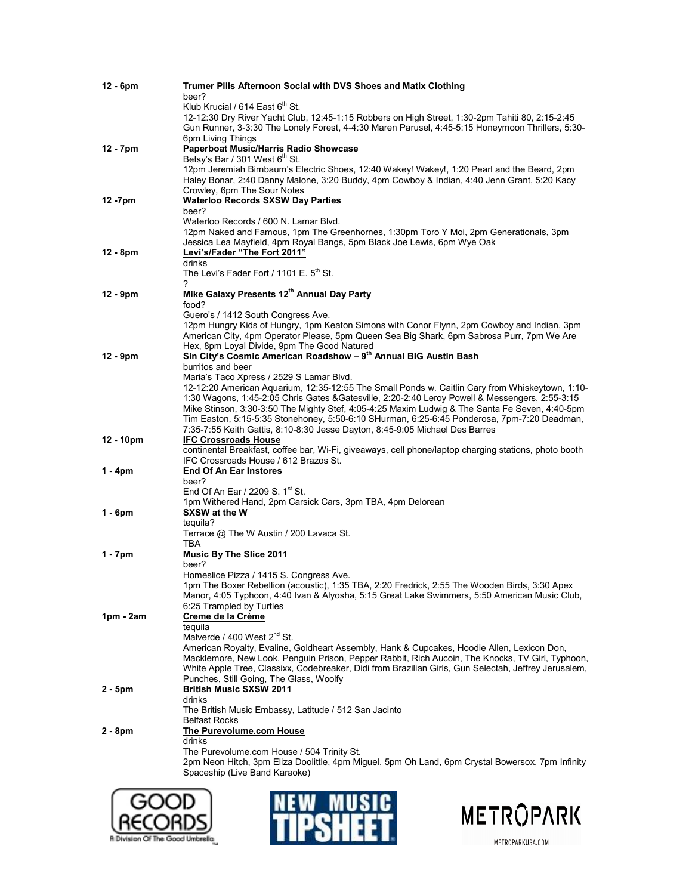| | |
|---|---|
| 12 - 6pm | <u>**Trumer Pills Afternoon Social with DVS Shoes and Matix Clothing**</u><br>beer?<br>Klub Krucial / 614 East 6th St.<br>12-12:30 Dry River Yacht Club, 12:45-1:15 Robbers on High Street, 1:30-2pm Tahiti 80, 2:15-2:45 Gun Runner, 3-3:30 The Lonely Forest, 4-4:30 Maren Parusel, 4:45-5:15 Honeymoon Thrillers, 5:30-6pm Living Things |
| 12 - 7pm | **Paperboat Music/Harris Radio Showcase**<br>Betsy's Bar / 301 West 6th St.<br>12pm Jeremiah Birnbaum's Electric Shoes, 12:40 Wakey! Wakey!, 1:20 Pearl and the Beard, 2pm Haley Bonar, 2:40 Danny Malone, 3:20 Buddy, 4pm Cowboy & Indian, 4:40 Jenn Grant, 5:20 Kacy Crowley, 6pm The Sour Notes |
| 12 -7pm | **Waterloo Records SXSW Day Parties**<br>beer?<br>Waterloo Records / 600 N. Lamar Blvd.<br>12pm Naked and Famous, 1pm The Greenhornes, 1:30pm Toro Y Moi, 2pm Generationals, 3pm Jessica Lea Mayfield, 4pm Royal Bangs, 5pm Black Joe Lewis, 6pm Wye Oak |
| 12 - 8pm | <u>**Levi's/Fader "The Fort 2011"**</u><br>drinks<br>The Levi's Fader Fort / 1101 E. 5th St.<br>? |
| 12 - 9pm | **Mike Galaxy Presents 12th Annual Day Party**<br>food?<br>Guero's / 1412 South Congress Ave.<br>12pm Hungry Kids of Hungry, 1pm Keaton Simons with Conor Flynn, 2pm Cowboy and Indian, 3pm American City, 4pm Operator Please, 5pm Queen Sea Big Shark, 6pm Sabrosa Purr, 7pm We Are Hex, 8pm Loyal Divide, 9pm The Good Natured |
| 12 - 9pm | **Sin City's Cosmic American Roadshow – 9th Annual BIG Austin Bash**<br>burritos and beer<br>Maria's Taco Xpress / 2529 S Lamar Blvd.<br>12-12:20 American Aquarium, 12:35-12:55 The Small Ponds w. Caitlin Cary from Whiskeytown, 1:10-1:30 Wagons, 1:45-2:05 Chris Gates &Gatesville, 2:20-2:40 Leroy Powell & Messengers, 2:55-3:15 Mike Stinson, 3:30-3:50 The Mighty Stef, 4:05-4:25 Maxim Ludwig & The Santa Fe Seven, 4:40-5pm Tim Easton, 5:15-5:35 Stonehoney, 5:50-6:10 SHurman, 6:25-6:45 Ponderosa, 7pm-7:20 Deadman, 7:35-7:55 Keith Gattis, 8:10-8:30 Jesse Dayton, 8:45-9:05 Michael Des Barres |
| 12 - 10pm | <u>**IFC Crossroads House**</u><br>continental Breakfast, coffee bar, Wi-Fi, giveaways, cell phone/laptop charging stations, photo booth<br>IFC Crossroads House / 612 Brazos St. |
| 1 - 4pm | **End Of An Ear Instores**<br>beer?<br>End Of An Ear / 2209 S. 1st St.<br>1pm Withered Hand, 2pm Carsick Cars, 3pm TBA, 4pm Delorean |
| 1 - 6pm | <u>**SXSW at the W**</u><br>tequila?<br>Terrace @ The W Austin / 200 Lavaca St.<br>TBA |
| 1 - 7pm | **Music By The Slice 2011**<br>beer?<br>Homeslice Pizza / 1415 S. Congress Ave.<br>1pm The Boxer Rebellion (acoustic), 1:35 TBA, 2:20 Fredrick, 2:55 The Wooden Birds, 3:30 Apex Manor, 4:05 Typhoon, 4:40 Ivan & Alyosha, 5:15 Great Lake Swimmers, 5:50 American Music Club, 6:25 Trampled by Turtles |
| 1pm - 2am | <u>**Creme de la Crème**</u><br>tequila<br>Malverde / 400 West 2nd St.<br>American Royalty, Evaline, Goldheart Assembly, Hank & Cupcakes, Hoodie Allen, Lexicon Don, Macklemore, New Look, Penguin Prison, Pepper Rabbit, Rich Aucoin, The Knocks, TV Girl, Typhoon, White Apple Tree, Classixx, Codebreaker, Didi from Brazilian Girls, Gun Selectah, Jeffrey Jerusalem, Punches, Still Going, The Glass, Woolfy |
| 2 - 5pm | **British Music SXSW 2011**<br>drinks<br>The British Music Embassy, Latitude / 512 San Jacinto<br>Belfast Rocks |
| 2 - 8pm | <u>**The Purevolume.com House**</u><br>drinks<br>The Purevolume.com House / 504 Trinity St.<br>2pm Neon Hitch, 3pm Eliza Doolittle, 4pm Miguel, 5pm Oh Land, 6pm Crystal Bowersox, 7pm Infinity Spaceship (Live Band Karaoke) |

GOOD RECORDS — A Division Of The Good Umbrella

NEW MUSIC TIPSHEET

METROPARK — METROPARKUSA.COM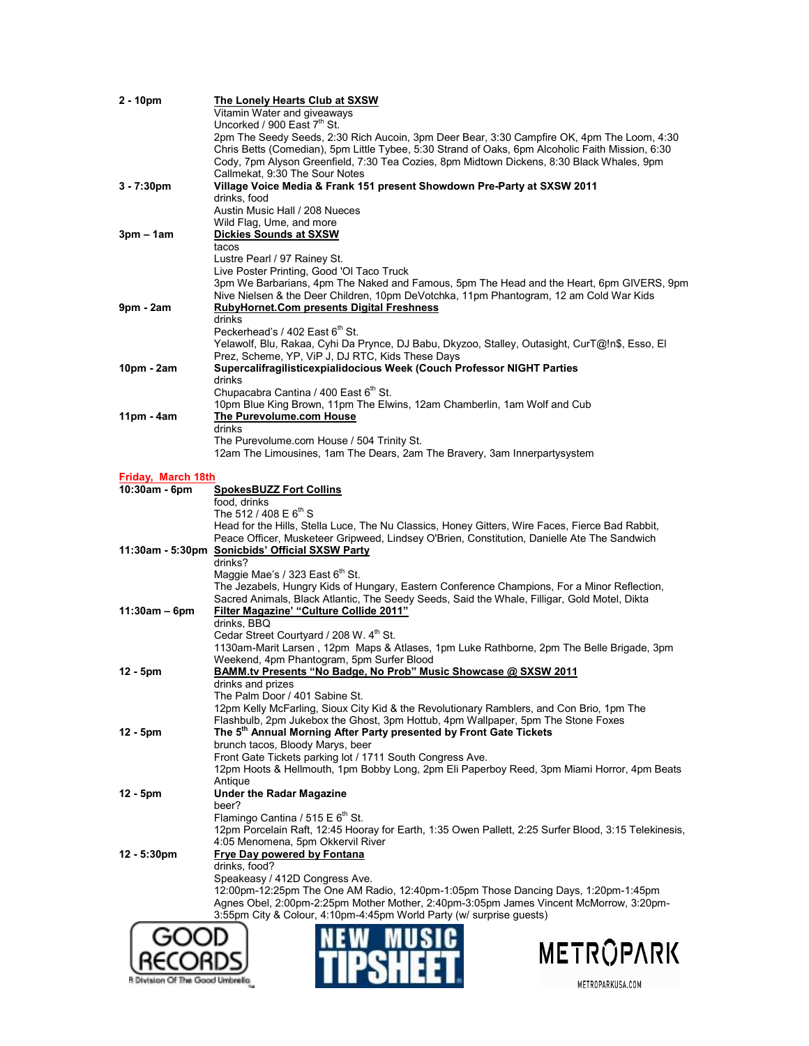**2 - 10pm** — **The Lonely Hearts Club at SXSW**
Vitamin Water and giveaways
Uncorked / 900 East 7th St.
2pm The Seedy Seeds, 2:30 Rich Aucoin, 3pm Deer Bear, 3:30 Campfire OK, 4pm The Loom, 4:30 Chris Betts (Comedian), 5pm Little Tybee, 5:30 Strand of Oaks, 6pm Alcoholic Faith Mission, 6:30 Cody, 7pm Alyson Greenfield, 7:30 Tea Cozies, 8pm Midtown Dickens, 8:30 Black Whales, 9pm Callmekat, 9:30 The Sour Notes

**3 - 7:30pm** — **Village Voice Media & Frank 151 present Showdown Pre-Party at SXSW 2011**
drinks, food
Austin Music Hall / 208 Nueces
Wild Flag, Ume, and more

**3pm – 1am** — **Dickies Sounds at SXSW**
tacos
Lustre Pearl / 97 Rainey St.
Live Poster Printing, Good 'Ol Taco Truck
3pm We Barbarians, 4pm The Naked and Famous, 5pm The Head and the Heart, 6pm GIVERS, 9pm Nive Nielsen & the Deer Children, 10pm DeVotchka, 11pm Phantogram, 12 am Cold War Kids

**9pm - 2am** — **RubyHornet.Com presents Digital Freshness**
drinks
Peckerhead's / 402 East 6th St.
Yelawolf, Blu, Rakaa, Cyhi Da Prynce, DJ Babu, Dkyzoo, Stalley, Outasight, CurT@!n$, Esso, El Prez, Scheme, YP, ViP J, DJ RTC, Kids These Days

**10pm - 2am** — **Supercalifragilisticexpialidocious Week (Couch Professor NIGHT Parties**
drinks
Chupacabra Cantina / 400 East 6th St.
10pm Blue King Brown, 11pm The Elwins, 12am Chamberlin, 1am Wolf and Cub

**11pm - 4am** — **The Purevolume.com House**
drinks
The Purevolume.com House / 504 Trinity St.
12am The Limousines, 1am The Dears, 2am The Bravery, 3am Innerpartysystem

## Friday, March 18th

**10:30am - 6pm** — **SpokesBUZZ Fort Collins**
food, drinks
The 512 / 408 E 6th S
Head for the Hills, Stella Luce, The Nu Classics, Honey Gitters, Wire Faces, Fierce Bad Rabbit, Peace Officer, Musketeer Gripweed, Lindsey O'Brien, Constitution, Danielle Ate The Sandwich

**11:30am - 5:30pm** — **Sonicbids' Official SXSW Party**
drinks?
Maggie Mae's / 323 East 6th St.
The Jezabels, Hungry Kids of Hungary, Eastern Conference Champions, For a Minor Reflection, Sacred Animals, Black Atlantic, The Seedy Seeds, Said the Whale, Filligar, Gold Motel, Dikta

**11:30am – 6pm** — **Filter Magazine' "Culture Collide 2011"**
drinks, BBQ
Cedar Street Courtyard / 208 W. 4th St.
1130am-Marit Larsen , 12pm Maps & Atlases, 1pm Luke Rathborne, 2pm The Belle Brigade, 3pm Weekend, 4pm Phantogram, 5pm Surfer Blood

**12 - 5pm** — **BAMM.tv Presents "No Badge, No Prob" Music Showcase @ SXSW 2011**
drinks and prizes
The Palm Door / 401 Sabine St.
12pm Kelly McFarling, Sioux City Kid & the Revolutionary Ramblers, and Con Brio, 1pm The Flashbulb, 2pm Jukebox the Ghost, 3pm Hottub, 4pm Wallpaper, 5pm The Stone Foxes

**12 - 5pm** — **The 5th Annual Morning After Party presented by Front Gate Tickets**
brunch tacos, Bloody Marys, beer
Front Gate Tickets parking lot / 1711 South Congress Ave.
12pm Hoots & Hellmouth, 1pm Bobby Long, 2pm Eli Paperboy Reed, 3pm Miami Horror, 4pm Beats Antique

**12 - 5pm** — **Under the Radar Magazine**
beer?
Flamingo Cantina / 515 E 6th St.
12pm Porcelain Raft, 12:45 Hooray for Earth, 1:35 Owen Pallett, 2:25 Surfer Blood, 3:15 Telekinesis, 4:05 Menomena, 5pm Okkervil River

**12 - 5:30pm** — **Frye Day powered by Fontana**
drinks, food?
Speakeasy / 412D Congress Ave.
12:00pm-12:25pm The One AM Radio, 12:40pm-1:05pm Those Dancing Days, 1:20pm-1:45pm Agnes Obel, 2:00pm-2:25pm Mother Mother, 2:40pm-3:05pm James Vincent McMorrow, 3:20pm-3:55pm City & Colour, 4:10pm-4:45pm World Party (w/ surprise guests)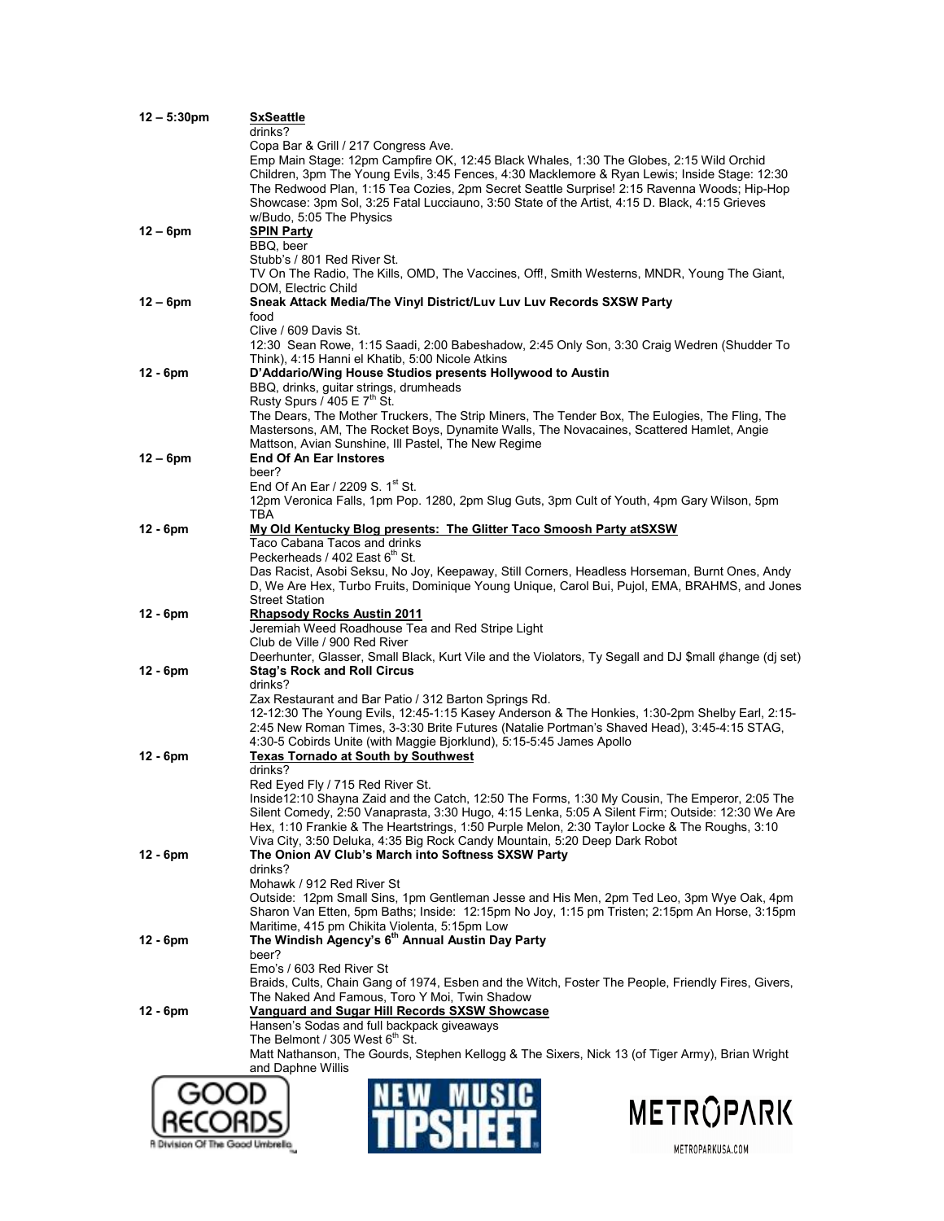**12 – 5:30pm** **SxSeattle**
drinks?
Copa Bar & Grill / 217 Congress Ave.
Emp Main Stage: 12pm Campfire OK, 12:45 Black Whales, 1:30 The Globes, 2:15 Wild Orchid Children, 3pm The Young Evils, 3:45 Fences, 4:30 Macklemore & Ryan Lewis; Inside Stage: 12:30 The Redwood Plan, 1:15 Tea Cozies, 2pm Secret Seattle Surprise! 2:15 Ravenna Woods; Hip-Hop Showcase: 3pm Sol, 3:25 Fatal Lucciauno, 3:50 State of the Artist, 4:15 D. Black, 4:15 Grieves w/Budo, 5:05 The Physics

**12 – 6pm** **SPIN Party**
BBQ, beer
Stubb's / 801 Red River St.
TV On The Radio, The Kills, OMD, The Vaccines, Off!, Smith Westerns, MNDR, Young The Giant, DOM, Electric Child

**12 – 6pm** **Sneak Attack Media/The Vinyl District/Luv Luv Luv Records SXSW Party**
food
Clive / 609 Davis St.
12:30 Sean Rowe, 1:15 Saadi, 2:00 Babeshadow, 2:45 Only Son, 3:30 Craig Wedren (Shudder To Think), 4:15 Hanni el Khatib, 5:00 Nicole Atkins

**12 - 6pm** **D'Addario/Wing House Studios presents Hollywood to Austin**
BBQ, drinks, guitar strings, drumheads
Rusty Spurs / 405 E 7th St.
The Dears, The Mother Truckers, The Strip Miners, The Tender Box, The Eulogies, The Fling, The Mastersons, AM, The Rocket Boys, Dynamite Walls, The Novacaines, Scattered Hamlet, Angie Mattson, Avian Sunshine, Ill Pastel, The New Regime

**12 – 6pm** **End Of An Ear Instores**
beer?
End Of An Ear / 2209 S. 1st St.
12pm Veronica Falls, 1pm Pop. 1280, 2pm Slug Guts, 3pm Cult of Youth, 4pm Gary Wilson, 5pm TBA

**12 - 6pm** **My Old Kentucky Blog presents: The Glitter Taco Smoosh Party atSXSW**
Taco Cabana Tacos and drinks
Peckerheads / 402 East 6th St.
Das Racist, Asobi Seksu, No Joy, Keepaway, Still Corners, Headless Horseman, Burnt Ones, Andy D, We Are Hex, Turbo Fruits, Dominique Young Unique, Carol Bui, Pujol, EMA, BRAHMS, and Jones Street Station

**12 - 6pm** **Rhapsody Rocks Austin 2011**
Jeremiah Weed Roadhouse Tea and Red Stripe Light
Club de Ville / 900 Red River
Deerhunter, Glasser, Small Black, Kurt Vile and the Violators, Ty Segall and DJ $mall ¢hange (dj set)

**12 - 6pm** **Stag's Rock and Roll Circus**
drinks?
Zax Restaurant and Bar Patio / 312 Barton Springs Rd.
12-12:30 The Young Evils, 12:45-1:15 Kasey Anderson & The Honkies, 1:30-2pm Shelby Earl, 2:15-2:45 New Roman Times, 3-3:30 Brite Futures (Natalie Portman's Shaved Head), 3:45-4:15 STAG, 4:30-5 Cobirds Unite (with Maggie Bjorklund), 5:15-5:45 James Apollo

**12 - 6pm** **Texas Tornado at South by Southwest**
drinks?
Red Eyed Fly / 715 Red River St.
Inside12:10 Shayna Zaid and the Catch, 12:50 The Forms, 1:30 My Cousin, The Emperor, 2:05 The Silent Comedy, 2:50 Vanaprasta, 3:30 Hugo, 4:15 Lenka, 5:05 A Silent Firm; Outside: 12:30 We Are Hex, 1:10 Frankie & The Heartstrings, 1:50 Purple Melon, 2:30 Taylor Locke & The Roughs, 3:10 Viva City, 3:50 Deluka, 4:35 Big Rock Candy Mountain, 5:20 Deep Dark Robot

**12 - 6pm** **The Onion AV Club's March into Softness SXSW Party**
drinks?
Mohawk / 912 Red River St
Outside: 12pm Small Sins, 1pm Gentleman Jesse and His Men, 2pm Ted Leo, 3pm Wye Oak, 4pm Sharon Van Etten, 5pm Baths; Inside: 12:15pm No Joy, 1:15 pm Tristen; 2:15pm An Horse, 3:15pm Maritime, 415 pm Chikita Violenta, 5:15pm Low

**12 - 6pm** **The Windish Agency's 6th Annual Austin Day Party**
beer?
Emo's / 603 Red River St
Braids, Cults, Chain Gang of 1974, Esben and the Witch, Foster The People, Friendly Fires, Givers, The Naked And Famous, Toro Y Moi, Twin Shadow

**12 - 6pm** **Vanguard and Sugar Hill Records SXSW Showcase**
Hansen's Sodas and full backpack giveaways
The Belmont / 305 West 6th St.
Matt Nathanson, The Gourds, Stephen Kellogg & The Sixers, Nick 13 (of Tiger Army), Brian Wright and Daphne Willis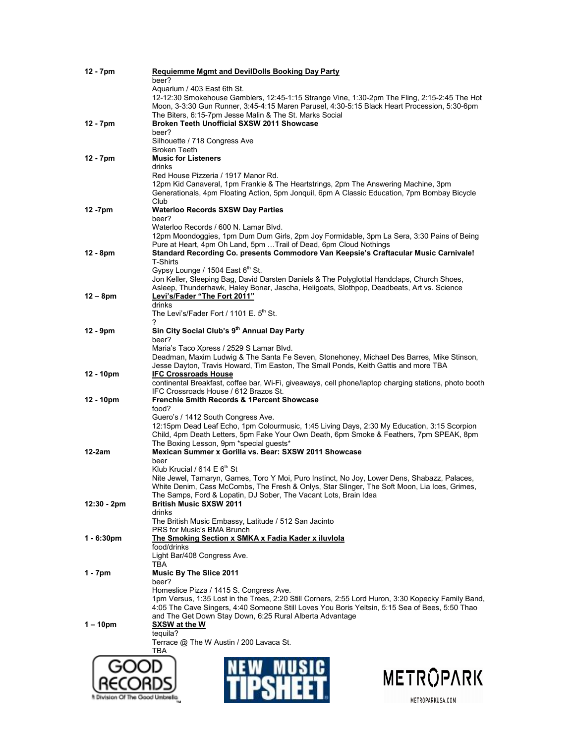**12 - 7pm** — **Requiemme Mgmt and DevilDolls Booking Day Party**
beer?
Aquarium / 403 East 6th St.
12-12:30 Smokehouse Gamblers, 12:45-1:15 Strange Vine, 1:30-2pm The Fling, 2:15-2:45 The Hot Moon, 3-3:30 Gun Runner, 3:45-4:15 Maren Parusel, 4:30-5:15 Black Heart Procession, 5:30-6pm The Biters, 6:15-7pm Jesse Malin & The St. Marks Social

**12 - 7pm** — **Broken Teeth Unofficial SXSW 2011 Showcase**
beer?
Silhouette / 718 Congress Ave
Broken Teeth

**12 - 7pm** — **Music for Listeners**
drinks
Red House Pizzeria / 1917 Manor Rd.
12pm Kid Canaveral, 1pm Frankie & The Heartstrings, 2pm The Answering Machine, 3pm Generationals, 4pm Floating Action, 5pm Jonquil, 6pm A Classic Education, 7pm Bombay Bicycle Club

**12 -7pm** — **Waterloo Records SXSW Day Parties**
beer?
Waterloo Records / 600 N. Lamar Blvd.
12pm Moondoggies, 1pm Dum Dum Girls, 2pm Joy Formidable, 3pm La Sera, 3:30 Pains of Being Pure at Heart, 4pm Oh Land, 5pm …Trail of Dead, 6pm Cloud Nothings

**12 - 8pm** — **Standard Recording Co. presents Commodore Van Keepsie's Craftacular Music Carnivale!**
T-Shirts
Gypsy Lounge / 1504 East 6th St.
Jon Keller, Sleeping Bag, David Darsten Daniels & The Polyglottal Handclaps, Church Shoes, Asleep, Thunderhawk, Haley Bonar, Jascha, Heligoats, Slothpop, Deadbeats, Art vs. Science

**12 – 8pm** — **Levi's/Fader "The Fort 2011"**
drinks
The Levi's/Fader Fort / 1101 E. 5th St.
?

**12 - 9pm** — **Sin City Social Club's 9th Annual Day Party**
beer?
Maria's Taco Xpress / 2529 S Lamar Blvd.
Deadman, Maxim Ludwig & The Santa Fe Seven, Stonehoney, Michael Des Barres, Mike Stinson, Jesse Dayton, Travis Howard, Tim Easton, The Small Ponds, Keith Gattis and more TBA

**12 - 10pm** — **IFC Crossroads House**
continental Breakfast, coffee bar, Wi-Fi, giveaways, cell phone/laptop charging stations, photo booth
IFC Crossroads House / 612 Brazos St.

**12 - 10pm** — **Frenchie Smith Records & 1Percent Showcase**
food?
Guero's / 1412 South Congress Ave.
12:15pm Dead Leaf Echo, 1pm Colourmusic, 1:45 Living Days, 2:30 My Education, 3:15 Scorpion Child, 4pm Death Letters, 5pm Fake Your Own Death, 6pm Smoke & Feathers, 7pm SPEAK, 8pm The Boxing Lesson, 9pm *special guests*

**12-2am** — **Mexican Summer x Gorilla vs. Bear: SXSW 2011 Showcase**
beer
Klub Krucial / 614 E 6th St
Nite Jewel, Tamaryn, Games, Toro Y Moi, Puro Instinct, No Joy, Lower Dens, Shabazz, Palaces, White Denim, Cass McCombs, The Fresh & Onlys, Star Slinger, The Soft Moon, Lia Ices, Grimes, The Samps, Ford & Lopatin, DJ Sober, The Vacant Lots, Brain Idea

**12:30 - 2pm** — **British Music SXSW 2011**
drinks
The British Music Embassy, Latitude / 512 San Jacinto
PRS for Music's BMA Brunch

**1 - 6:30pm** — **The Smoking Section x SMKA x Fadia Kader x iluvlola**
food/drinks
Light Bar/408 Congress Ave.
TBA

**1 - 7pm** — **Music By The Slice 2011**
beer?
Homeslice Pizza / 1415 S. Congress Ave.
1pm Versus, 1:35 Lost in the Trees, 2:20 Still Corners, 2:55 Lord Huron, 3:30 Kopecky Family Band, 4:05 The Cave Singers, 4:40 Someone Still Loves You Boris Yeltsin, 5:15 Sea of Bees, 5:50 Thao and The Get Down Stay Down, 6:25 Rural Alberta Advantage

**1 – 10pm** — **SXSW at the W**
tequila?
Terrace @ The W Austin / 200 Lavaca St.
TBA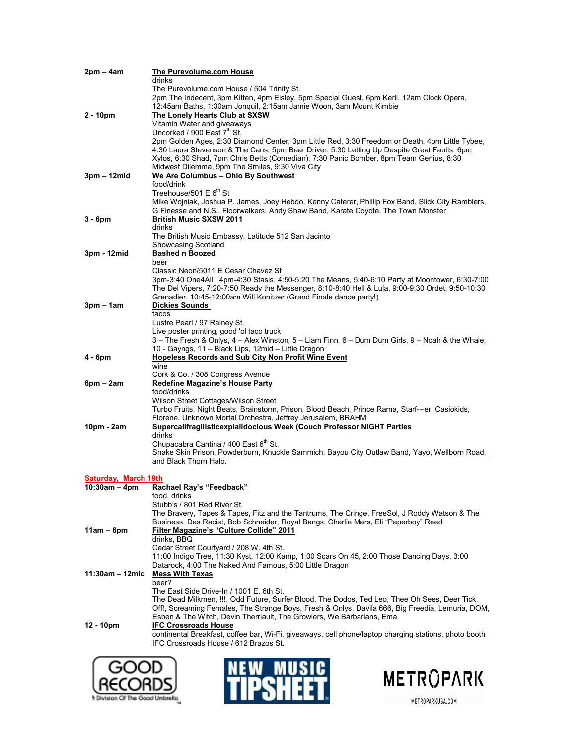| | |
|---|---|
| **2pm – 4am** | **The Purevolume.com House**<br>drinks<br>The Purevolume.com House / 504 Trinity St.<br>2pm The Indecent, 3pm Kitten, 4pm Eisley, 5pm Special Guest, 6pm Kerli, 12am Clock Opera, 12:45am Baths, 1:30am Jonquil, 2:15am Jamie Woon, 3am Mount Kimbie |
| **2 - 10pm** | **The Lonely Hearts Club at SXSW**<br>Vitamin Water and giveaways<br>Uncorked / 900 East 7th St.<br>2pm Golden Ages, 2:30 Diamond Center, 3pm Little Red, 3:30 Freedom or Death, 4pm Little Tybee, 4:30 Laura Stevenson & The Cans, 5pm Bear Driver, 5:30 Letting Up Despite Great Faults, 6pm Xylos, 6:30 Shad, 7pm Chris Betts (Comedian), 7:30 Panic Bomber, 8pm Team Genius, 8:30 Midwest Dilemma, 9pm The Smiles, 9:30 Viva City |
| **3pm – 12mid** | **We Are Columbus – Ohio By Southwest**<br>food/drink<br>Treehouse/501 E 6th St<br>Mike Wojniak, Joshua P. James, Joey Hebdo, Kenny Caterer, Phillip Fox Band, Slick City Ramblers, G.Finesse and N.S., Floorwalkers, Andy Shaw Band, Karate Coyote, The Town Monster |
| **3 - 6pm** | **British Music SXSW 2011**<br>drinks<br>The British Music Embassy, Latitude 512 San Jacinto<br>Showcasing Scotland |
| **3pm - 12mid** | **Bashed n Boozed**<br>beer<br>Classic Neon/5011 E Cesar Chavez St<br>3pm-3:40 One4All , 4pm-4:30 Stasis, 4:50-5:20 The Means, 5:40-6:10 Party at Moontower, 6:30-7:00 The Del Vipers, 7:20-7:50 Ready the Messenger, 8:10-8:40 Hell & Lula, 9:00-9:30 Ordet, 9:50-10:30 Grenadier, 10:45-12:00am Will Konitzer (Grand Finale dance party!) |
| **3pm – 1am** | **Dickies Sounds**<br>tacos<br>Lustre Pearl / 97 Rainey St.<br>Live poster printing, good 'ol taco truck<br>3 – The Fresh & Onlys, 4 – Alex Winston, 5 – Liam Finn, 6 – Dum Dum Girls, 9 – Noah & the Whale, 10 - Gayngs, 11 – Black Lips, 12mid – Little Dragon |
| **4 - 6pm** | **Hopeless Records and Sub City Non Profit Wine Event**<br>wine<br>Cork & Co. / 308 Congress Avenue |
| **6pm – 2am** | **Redefine Magazine's House Party**<br>food/drinks<br>Wilson Street Cottages/Wilson Street<br>Turbo Fruits, Night Beats, Brainstorm, Prison, Blood Beach, Prince Rama, Starf---er, Casiokids, Florene, Unknown Mortal Orchestra, Jeffrey Jerusalem, BRAHM |
| **10pm - 2am** | **Supercalifragilisticexpialidocious Week (Couch Professor NIGHT Parties**<br>drinks<br>Chupacabra Cantina / 400 East 6th St.<br>Snake Skin Prison, Powderburn, Knuckle Sammich, Bayou City Outlaw Band, Yayo, Wellborn Road, and Black Thorn Halo. |

## Saturday, March 19th

| | |
|---|---|
| **10:30am – 4pm** | **Rachael Ray's "Feedback"**<br>food, drinks<br>Stubb's / 801 Red River St.<br>The Bravery, Tapes & Tapes, Fitz and the Tantrums, The Cringe, FreeSol, J Roddy Watson & The Business, Das Racist, Bob Schneider, Royal Bangs, Charlie Mars, Eli "Paperboy" Reed |
| **11am – 6pm** | **Filter Magazine's "Culture Collide" 2011**<br>drinks, BBQ<br>Cedar Street Courtyard / 208 W. 4th St.<br>11:00 Indigo Tree, 11:30 Kyst, 12:00 Kamp, 1:00 Scars On 45, 2:00 Those Dancing Days, 3:00 Datarock, 4:00 The Naked And Famous, 5:00 Little Dragon |
| **11:30am – 12mid** | **Mess With Texas**<br>beer?<br>The East Side Drive-In / 1001 E. 6th St.<br>The Dead Milkmen, !!!, Odd Future, Surfer Blood, The Dodos, Ted Leo, Thee Oh Sees, Deer Tick, Off!, Screaming Females, The Strange Boys, Fresh & Onlys, Davila 666, Big Freedia, Lemuria, DOM, Esben & The Witch, Devin Therriault, The Growlers, We Barbarians, Ema |
| **12 - 10pm** | **IFC Crossroads House**<br>continental Breakfast, coffee bar, Wi-Fi, giveaways, cell phone/laptop charging stations, photo booth<br>IFC Crossroads House / 612 Brazos St. |

GOOD RECORDS — A Division Of The Good Umbrella | NEW MUSIC TIPSHEET | METROPARK — METROPARKUSA.COM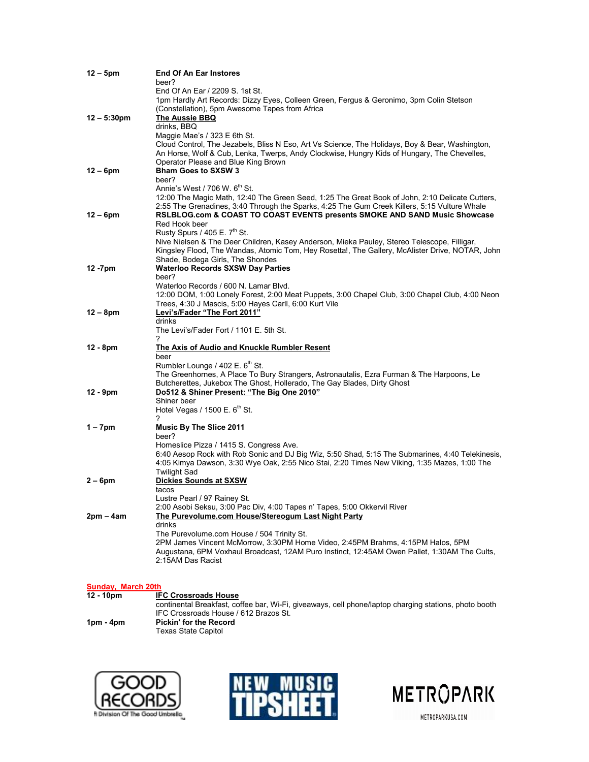| | |
|---|---|
| 12 – 5pm | **End Of An Ear Instores**<br>beer?<br>End Of An Ear / 2209 S. 1st St.<br>1pm Hardly Art Records: Dizzy Eyes, Colleen Green, Fergus & Geronimo, 3pm Colin Stetson (Constellation), 5pm Awesome Tapes from Africa |
| 12 – 5:30pm | **The Aussie BBQ**<br>drinks, BBQ<br>Maggie Mae's / 323 E 6th St.<br>Cloud Control, The Jezabels, Bliss N Eso, Art Vs Science, The Holidays, Boy & Bear, Washington, An Horse, Wolf & Cub, Lenka, Twerps, Andy Clockwise, Hungry Kids of Hungary, The Chevelles, Operator Please and Blue King Brown |
| 12 – 6pm | **Bham Goes to SXSW 3**<br>beer?<br>Annie's West / 706 W. 6th St.<br>12:00 The Magic Math, 12:40 The Green Seed, 1:25 The Great Book of John, 2:10 Delicate Cutters, 2:55 The Grenadines, 3:40 Through the Sparks, 4:25 The Gum Creek Killers, 5:15 Vulture Whale |
| 12 – 6pm | **RSLBLOG.com & COAST TO COAST EVENTS presents SMOKE AND SAND Music Showcase**<br>Red Hook beer<br>Rusty Spurs / 405 E. 7th St.<br>Nive Nielsen & The Deer Children, Kasey Anderson, Mieka Pauley, Stereo Telescope, Filligar, Kingsley Flood, The Wandas, Atomic Tom, Hey Rosetta!, The Gallery, McAlister Drive, NOTAR, John Shade, Bodega Girls, The Shondes |
| 12 -7pm | **Waterloo Records SXSW Day Parties**<br>beer?<br>Waterloo Records / 600 N. Lamar Blvd.<br>12:00 DOM, 1:00 Lonely Forest, 2:00 Meat Puppets, 3:00 Chapel Club, 3:00 Chapel Club, 4:00 Neon Trees, 4:30 J Mascis, 5:00 Hayes Carll, 6:00 Kurt Vile |
| 12 – 8pm | **Levi's/Fader "The Fort 2011"**<br>drinks<br>The Levi's/Fader Fort / 1101 E. 5th St.<br>? |
| 12 - 8pm | **The Axis of Audio and Knuckle Rumbler Resent**<br>beer<br>Rumbler Lounge / 402 E. 6th St.<br>The Greenhornes, A Place To Bury Strangers, Astronautalis, Ezra Furman & The Harpoons, Le Butcherettes, Jukebox The Ghost, Hollerado, The Gay Blades, Dirty Ghost |
| 12 - 9pm | **Do512 & Shiner Present: "The Big One 2010"**<br>Shiner beer<br>Hotel Vegas / 1500 E. 6th St.<br>? |
| 1 – 7pm | **Music By The Slice 2011**<br>beer?<br>Homeslice Pizza / 1415 S. Congress Ave.<br>6:40 Aesop Rock with Rob Sonic and DJ Big Wiz, 5:50 Shad, 5:15 The Submarines, 4:40 Telekinesis, 4:05 Kimya Dawson, 3:30 Wye Oak, 2:55 Nico Stai, 2:20 Times New Viking, 1:35 Mazes, 1:00 The Twilight Sad |
| 2 – 6pm | **Dickies Sounds at SXSW**<br>tacos<br>Lustre Pearl / 97 Rainey St.<br>2:00 Asobi Seksu, 3:00 Pac Div, 4:00 Tapes n' Tapes, 5:00 Okkervil River |
| 2pm – 4am | **The Purevolume.com House/Stereogum Last Night Party**<br>drinks<br>The Purevolume.com House / 504 Trinity St.<br>2PM James Vincent McMorrow, 3:30PM Home Video, 2:45PM Brahms, 4:15PM Halos, 5PM Augustana, 6PM Voxhaul Broadcast, 12AM Puro Instinct, 12:45AM Owen Pallet, 1:30AM The Cults, 2:15AM Das Racist |

**Sunday, March 20th**

| | |
|---|---|
| 12 - 10pm | **IFC Crossroads House**<br>continental Breakfast, coffee bar, Wi-Fi, giveaways, cell phone/laptop charging stations, photo booth<br>IFC Crossroads House / 612 Brazos St. |
| 1pm - 4pm | **Pickin' for the Record**<br>Texas State Capitol |

GOOD RECORDS
A Division Of The Good Umbrella

NEW MUSIC TIPSHEET

METROPARK
METROPARKUSA.COM